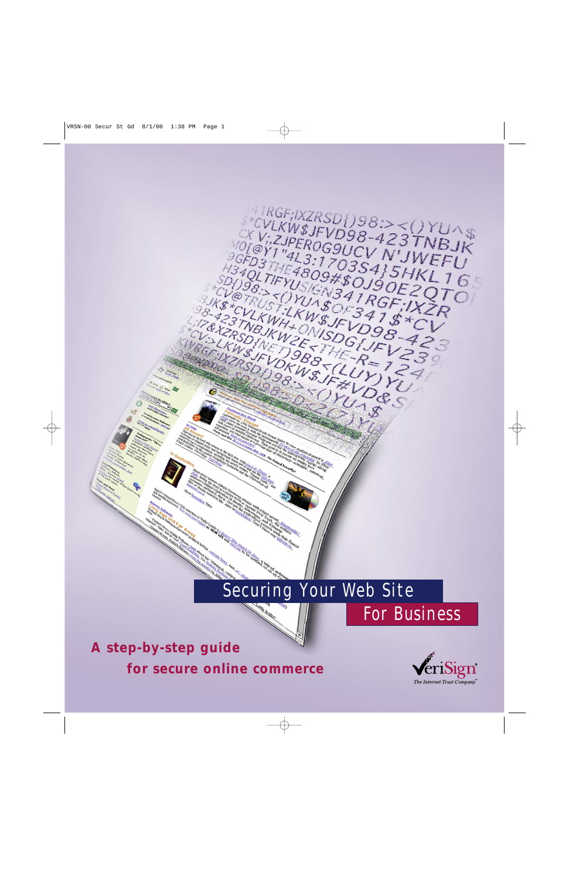# Securing Your Web Site For Business

**A step-by-step guide for secure online commerce**

VeriSign®

*The Internet Trust Company*℠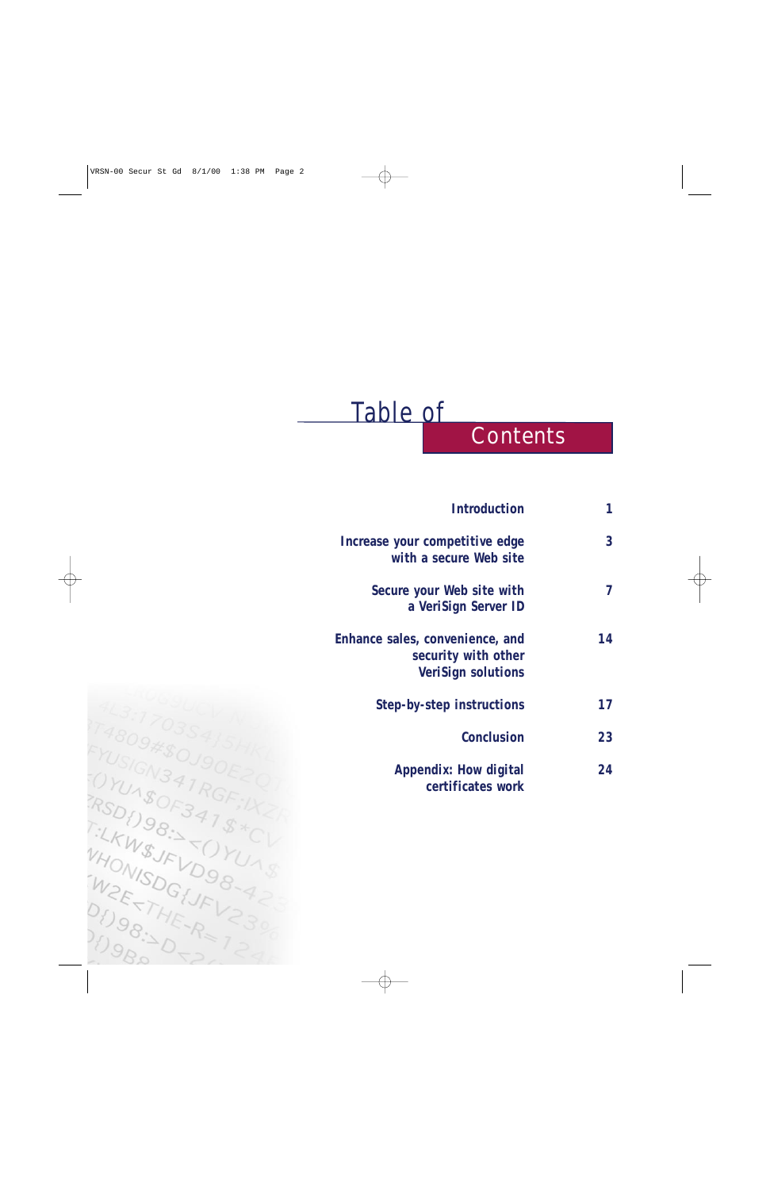# Table of Contents

| | |
|---|---|
| Introduction | 1 |
| Increase your competitive edge with a secure Web site | 3 |
| Secure your Web site with a VeriSign Server ID | 7 |
| Enhance sales, convenience, and security with other VeriSign solutions | 14 |
| Step-by-step instructions | 17 |
| Conclusion | 23 |
| Appendix: How digital certificates work | 24 |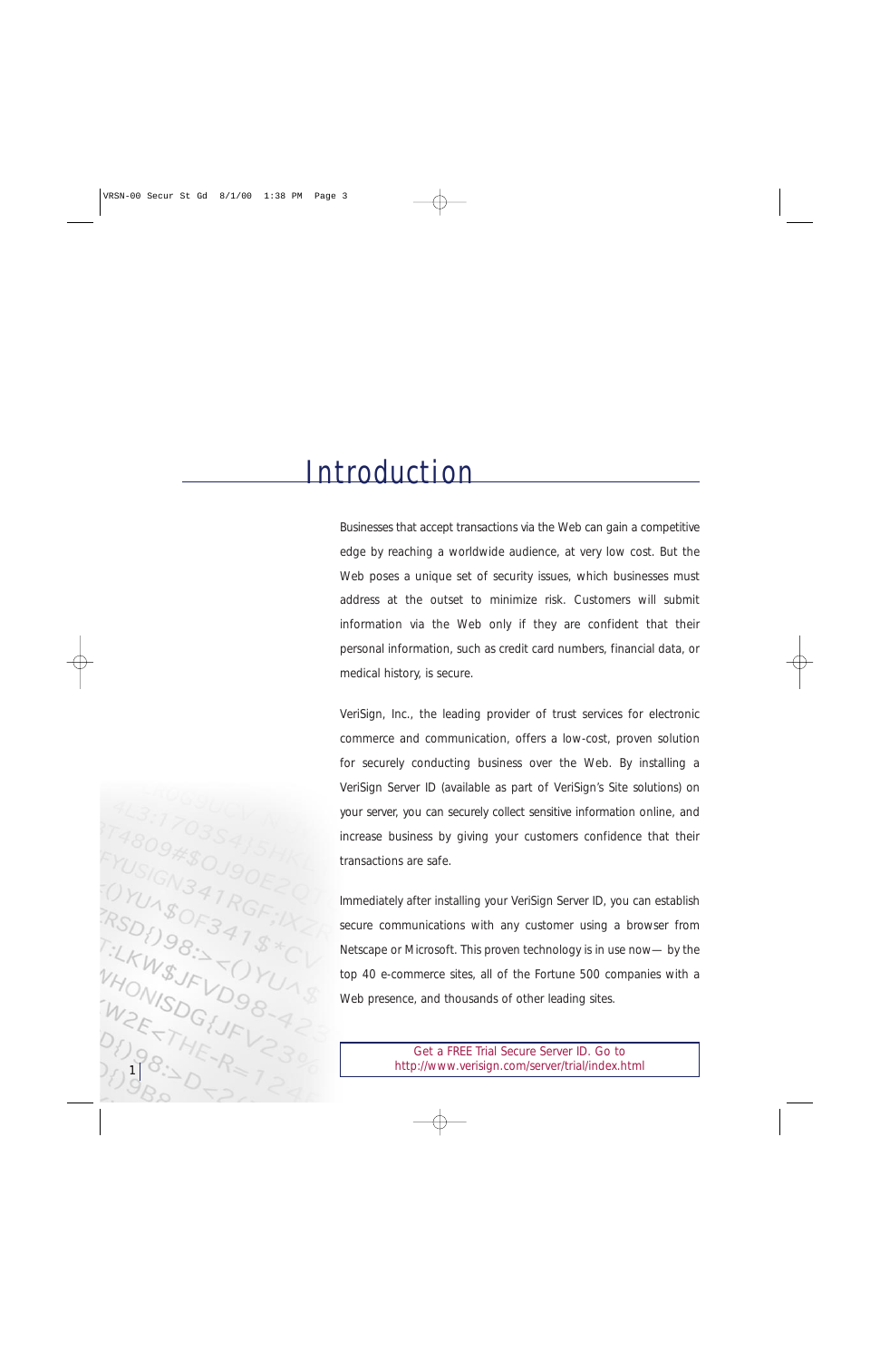# Introduction

Businesses that accept transactions via the Web can gain a competitive edge by reaching a worldwide audience, at very low cost. But the Web poses a unique set of security issues, which businesses must address at the outset to minimize risk. Customers will submit information via the Web only if they are confident that their personal information, such as credit card numbers, financial data, or medical history, is secure.

VeriSign, Inc., the leading provider of trust services for electronic commerce and communication, offers a low-cost, proven solution for securely conducting business over the Web. By installing a VeriSign Server ID (available as part of VeriSign's Site solutions) on your server, you can securely collect sensitive information online, and increase business by giving your customers confidence that their transactions are safe.

Immediately after installing your VeriSign Server ID, you can establish secure communications with any customer using a browser from Netscape or Microsoft. This proven technology is in use now— by the top 40 e-commerce sites, all of the Fortune 500 companies with a Web presence, and thousands of other leading sites.

Get a FREE Trial Secure Server ID. Go to http://www.verisign.com/server/trial/index.html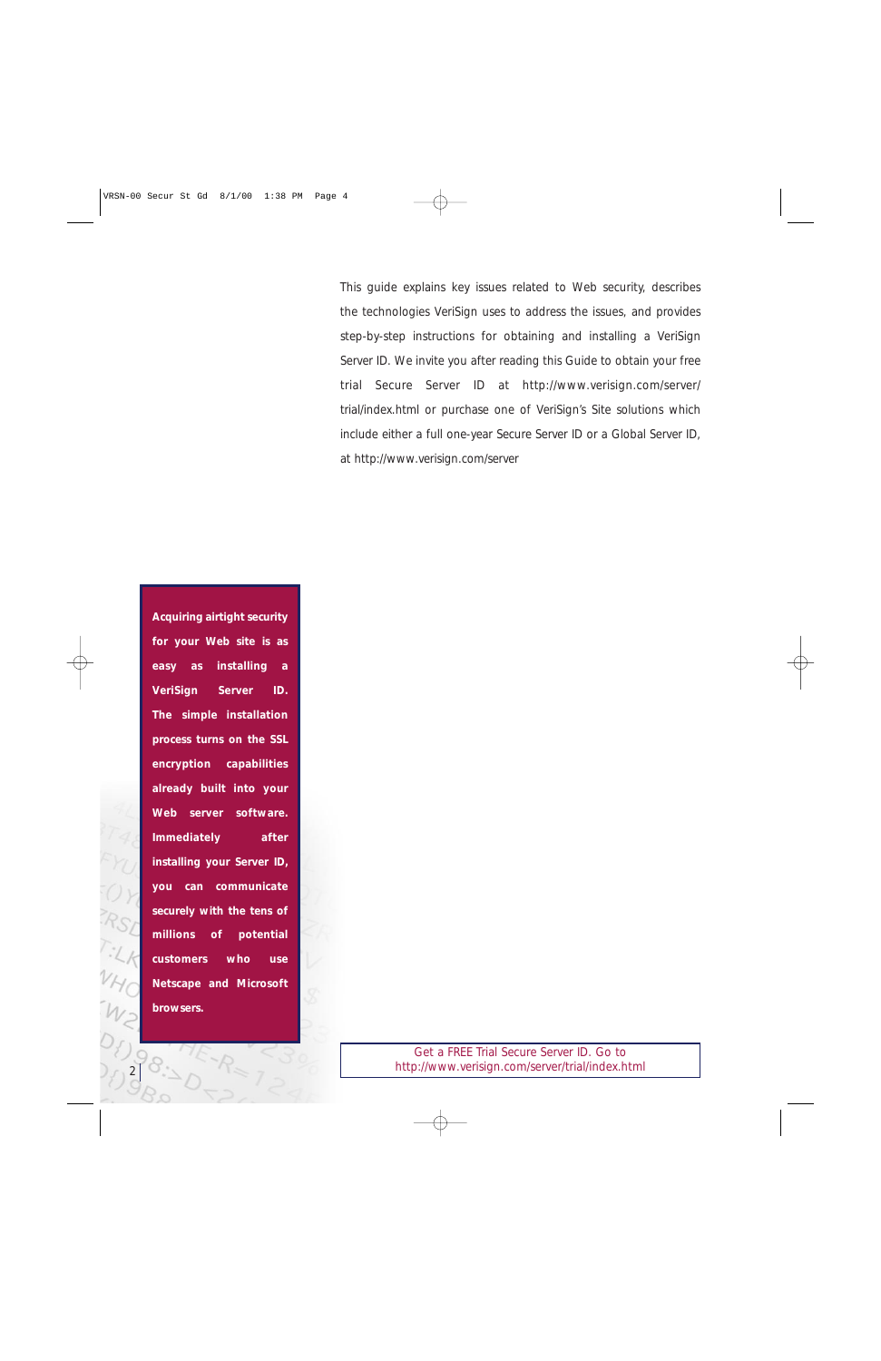This guide explains key issues related to Web security, describes the technologies VeriSign uses to address the issues, and provides step-by-step instructions for obtaining and installing a VeriSign Server ID. We invite you after reading this Guide to obtain your free trial Secure Server ID at http://www.verisign.com/server/trial/index.html or purchase one of VeriSign's Site solutions which include either a full one-year Secure Server ID or a Global Server ID, at http://www.verisign.com/server

**Acquiring airtight security for your Web site is as easy as installing a VeriSign Server ID. The simple installation process turns on the SSL encryption capabilities already built into your Web server software. Immediately after installing your Server ID, you can communicate securely with the tens of millions of potential customers who use Netscape and Microsoft browsers.**

Get a FREE Trial Secure Server ID. Go to http://www.verisign.com/server/trial/index.html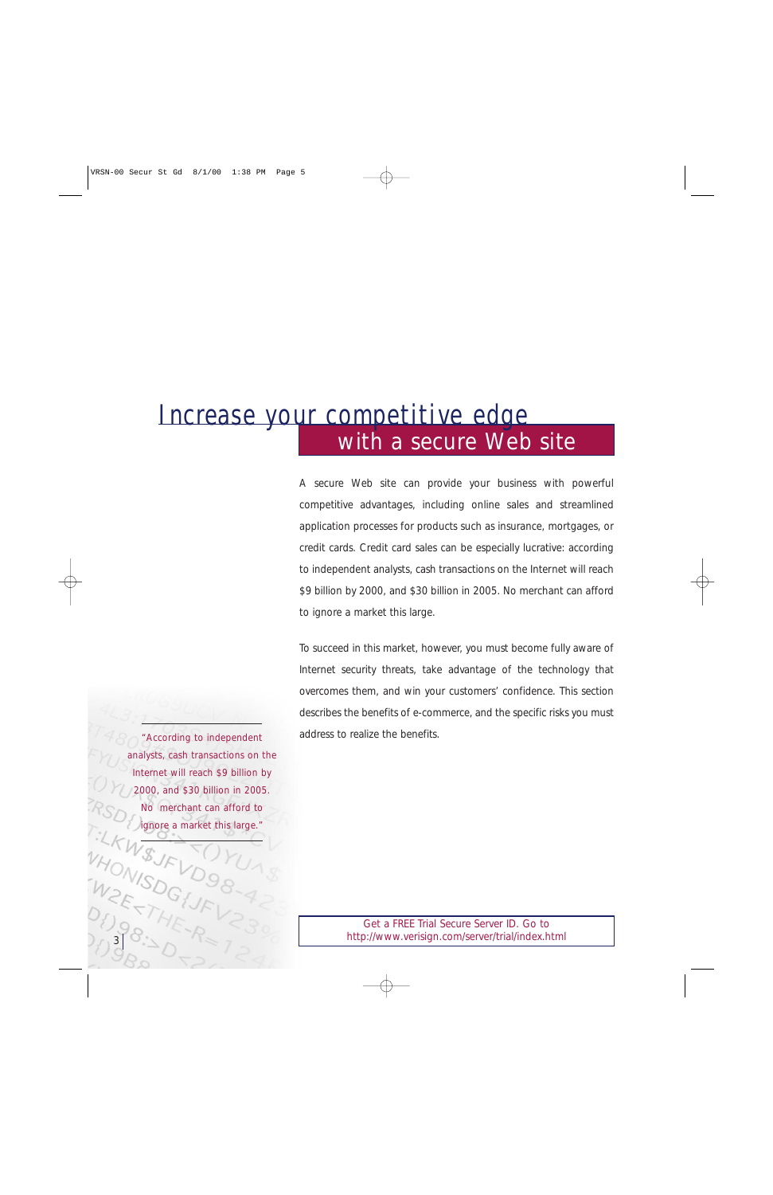# Increase your competitive edge with a secure Web site

A secure Web site can provide your business with powerful competitive advantages, including online sales and streamlined application processes for products such as insurance, mortgages, or credit cards. Credit card sales can be especially lucrative: according to independent analysts, cash transactions on the Internet will reach $9 billion by 2000, and $30 billion in 2005. No merchant can afford to ignore a market this large.

To succeed in this market, however, you must become fully aware of Internet security threats, take advantage of the technology that overcomes them, and win your customers' confidence. This section describes the benefits of e-commerce, and the specific risks you must address to realize the benefits.

> "According to independent analysts, cash transactions on the Internet will reach $9 billion by 2000, and $30 billion in 2005. No merchant can afford to ignore a market this large."

Get a FREE Trial Secure Server ID. Go to http://www.verisign.com/server/trial/index.html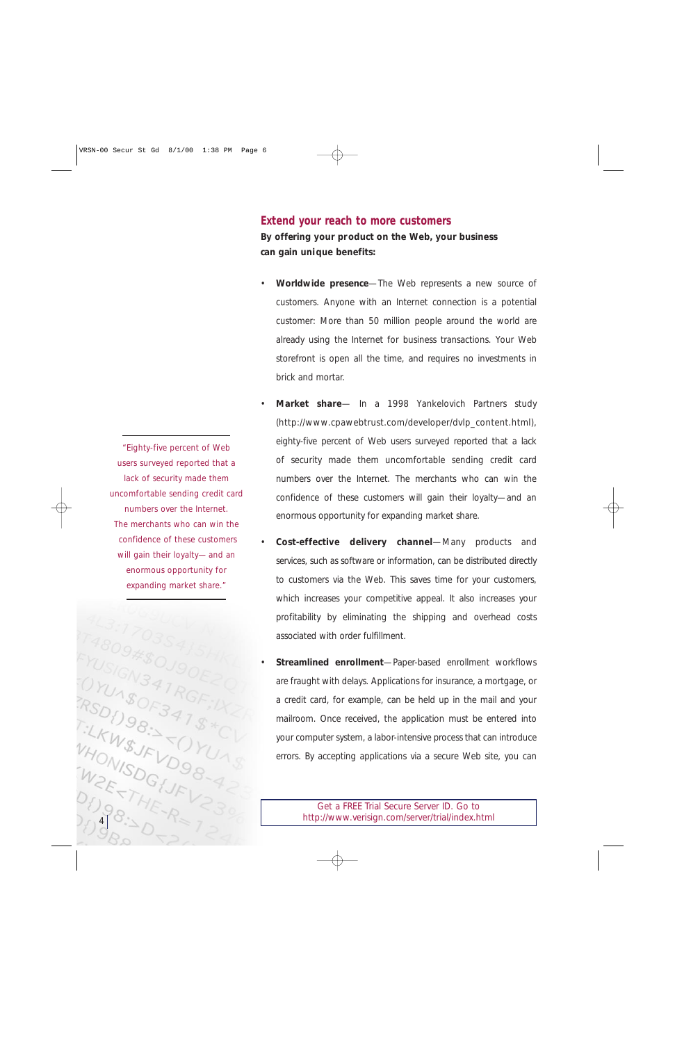## Extend your reach to more customers

**By offering your product on the Web, your business can gain unique benefits:**

- **Worldwide presence**—The Web represents a new source of customers. Anyone with an Internet connection is a potential customer: More than 50 million people around the world are already using the Internet for business transactions. Your Web storefront is open all the time, and requires no investments in brick and mortar.

- **Market share**— In a 1998 Yankelovich Partners study (http://www.cpawebtrust.com/developer/dvlp_content.html), eighty-five percent of Web users surveyed reported that a lack of security made them uncomfortable sending credit card numbers over the Internet. The merchants who can win the confidence of these customers will gain their loyalty—and an enormous opportunity for expanding market share.

- **Cost-effective delivery channel**—Many products and services, such as software or information, can be distributed directly to customers via the Web. This saves time for your customers, which increases your competitive appeal. It also increases your profitability by eliminating the shipping and overhead costs associated with order fulfillment.

- **Streamlined enrollment**—Paper-based enrollment workflows are fraught with delays. Applications for insurance, a mortgage, or a credit card, for example, can be held up in the mail and your mailroom. Once received, the application must be entered into your computer system, a labor-intensive process that can introduce errors. By accepting applications via a secure Web site, you can

> "Eighty-five percent of Web users surveyed reported that a lack of security made them uncomfortable sending credit card numbers over the Internet. The merchants who can win the confidence of these customers will gain their loyalty— and an enormous opportunity for expanding market share."

Get a FREE Trial Secure Server ID. Go to http://www.verisign.com/server/trial/index.html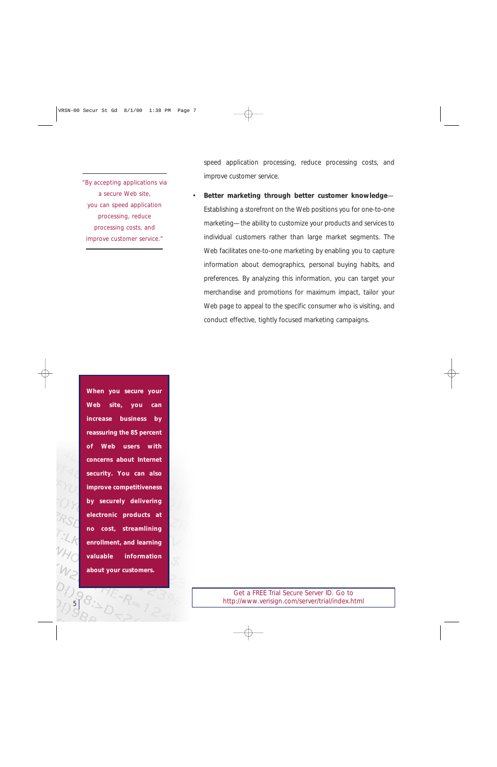speed application processing, reduce processing costs, and improve customer service.

> "By accepting applications via a secure Web site, you can speed application processing, reduce processing costs, and improve customer service."

- **Better marketing through better customer knowledge**—Establishing a storefront on the Web positions you for one-to-one marketing—the ability to customize your products and services to individual customers rather than large market segments. The Web facilitates one-to-one marketing by enabling you to capture information about demographics, personal buying habits, and preferences. By analyzing this information, you can target your merchandise and promotions for maximum impact, tailor your Web page to appeal to the specific consumer who is visiting, and conduct effective, tightly focused marketing campaigns.

**When you secure your Web site, you can increase business by reassuring the 85 percent of Web users with concerns about Internet security. You can also improve competitiveness by securely delivering electronic products at no cost, streamlining enrollment, and learning valuable information about your customers.**

Get a FREE Trial Secure Server ID. Go to http://www.verisign.com/server/trial/index.html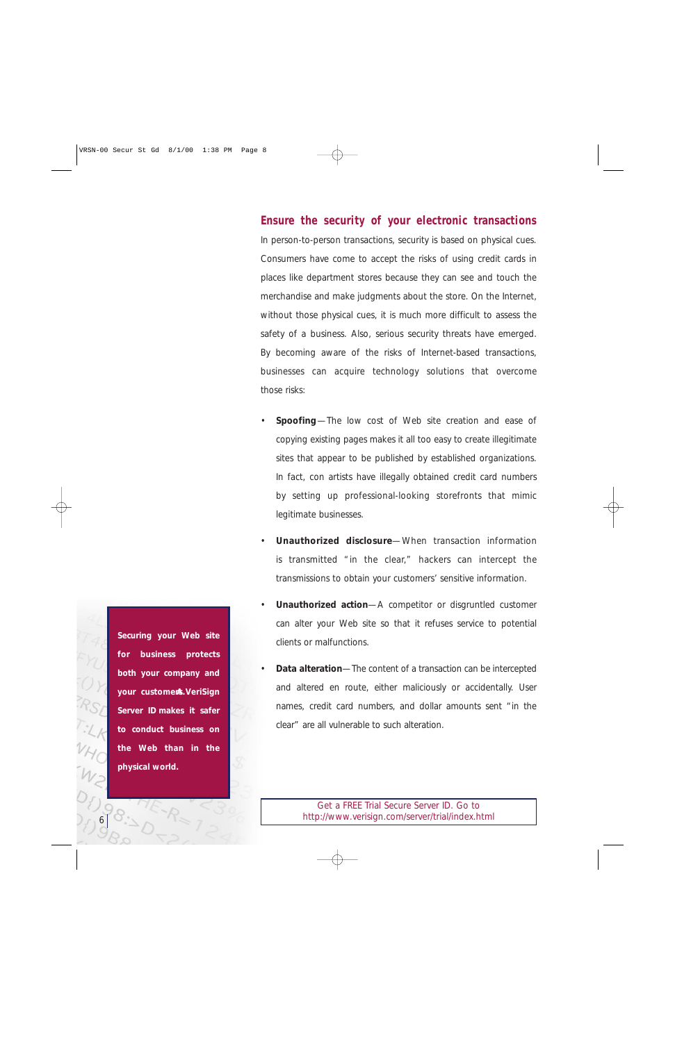## Ensure the security of your electronic transactions

In person-to-person transactions, security is based on physical cues. Consumers have come to accept the risks of using credit cards in places like department stores because they can see and touch the merchandise and make judgments about the store. On the Internet, without those physical cues, it is much more difficult to assess the safety of a business. Also, serious security threats have emerged. By becoming aware of the risks of Internet-based transactions, businesses can acquire technology solutions that overcome those risks:

- **Spoofing**—The low cost of Web site creation and ease of copying existing pages makes it all too easy to create illegitimate sites that appear to be published by established organizations. In fact, con artists have illegally obtained credit card numbers by setting up professional-looking storefronts that mimic legitimate businesses.
- **Unauthorized disclosure**—When transaction information is transmitted "in the clear," hackers can intercept the transmissions to obtain your customers' sensitive information.
- **Unauthorized action**—A competitor or disgruntled customer can alter your Web site so that it refuses service to potential clients or malfunctions.
- **Data alteration**—The content of a transaction can be intercepted and altered en route, either maliciously or accidentally. User names, credit card numbers, and dollar amounts sent "in the clear" are all vulnerable to such alteration.

**Securing your Web site for business protects both your company and your customers. VeriSign Server ID makes it safer to conduct business on the Web than in the physical world.**

Get a FREE Trial Secure Server ID. Go to http://www.verisign.com/server/trial/index.html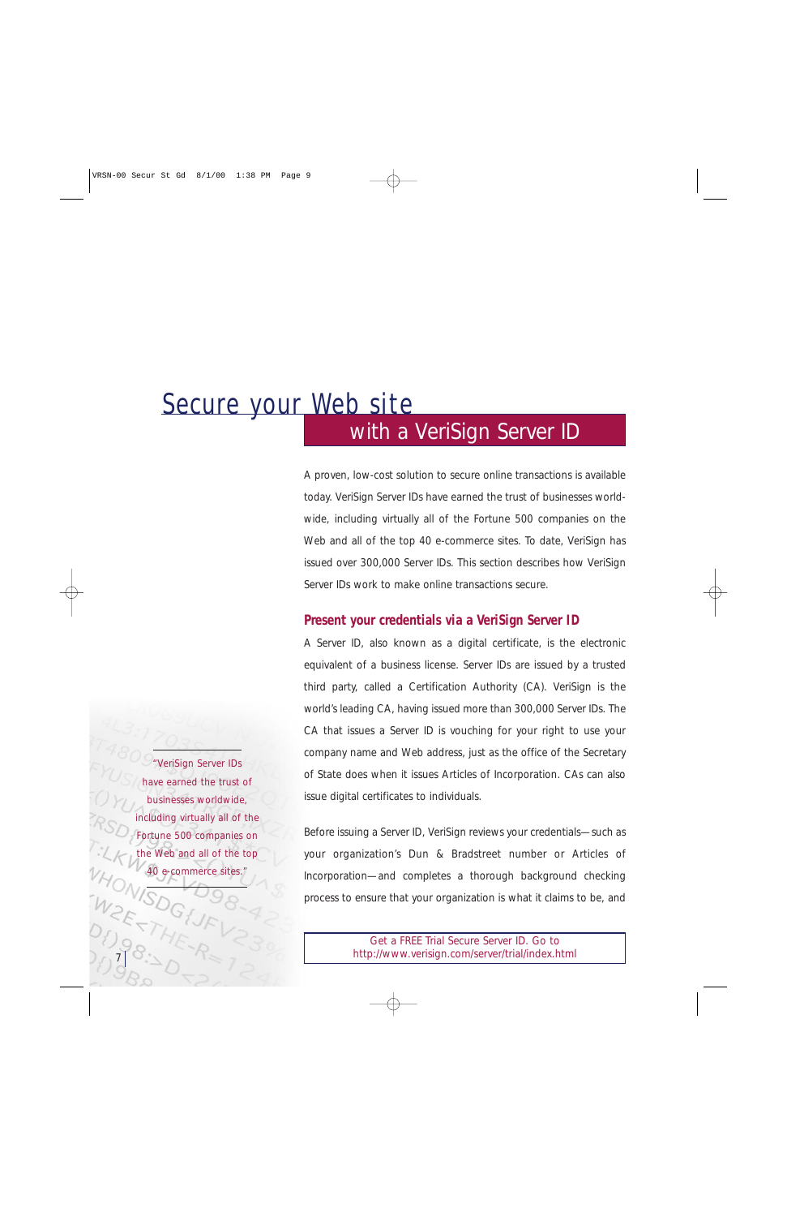# Secure your Web site with a VeriSign Server ID

A proven, low-cost solution to secure online transactions is available today. VeriSign Server IDs have earned the trust of businesses worldwide, including virtually all of the Fortune 500 companies on the Web and all of the top 40 e-commerce sites. To date, VeriSign has issued over 300,000 Server IDs. This section describes how VeriSign Server IDs work to make online transactions secure.

> "VeriSign Server IDs have earned the trust of businesses worldwide, including virtually all of the Fortune 500 companies on the Web and all of the top 40 e-commerce sites."

## Present your credentials via a VeriSign Server ID

A Server ID, also known as a digital certificate, is the electronic equivalent of a business license. Server IDs are issued by a trusted third party, called a Certification Authority (CA). VeriSign is the world's leading CA, having issued more than 300,000 Server IDs. The CA that issues a Server ID is vouching for your right to use your company name and Web address, just as the office of the Secretary of State does when it issues Articles of Incorporation. CAs can also issue digital certificates to individuals.

Before issuing a Server ID, VeriSign reviews your credentials—such as your organization's Dun & Bradstreet number or Articles of Incorporation—and completes a thorough background checking process to ensure that your organization is what it claims to be, and

Get a FREE Trial Secure Server ID. Go to http://www.verisign.com/server/trial/index.html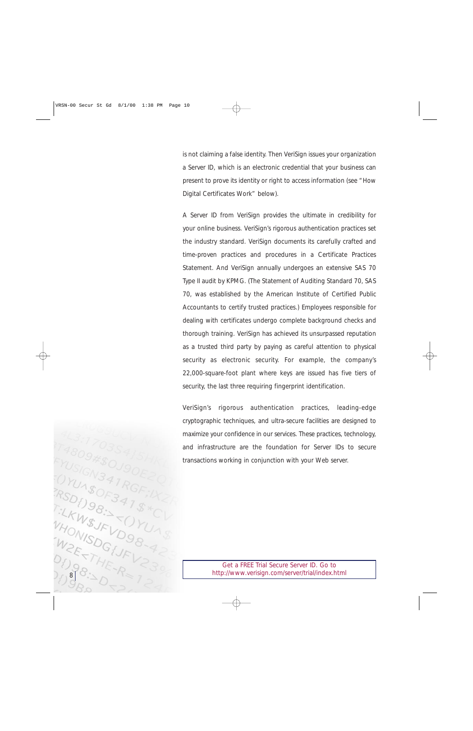is not claiming a false identity. Then VeriSign issues your organization a Server ID, which is an electronic credential that your business can present to prove its identity or right to access information (see "How Digital Certificates Work" below).

A Server ID from VeriSign provides the ultimate in credibility for your online business. VeriSign's rigorous authentication practices set the industry standard. VeriSign documents its carefully crafted and time-proven practices and procedures in a Certificate Practices Statement. And VeriSign annually undergoes an extensive SAS 70 Type II audit by KPMG. (The Statement of Auditing Standard 70, SAS 70, was established by the American Institute of Certified Public Accountants to certify trusted practices.) Employees responsible for dealing with certificates undergo complete background checks and thorough training. VeriSign has achieved its unsurpassed reputation as a trusted third party by paying as careful attention to physical security as electronic security. For example, the company's 22,000-square-foot plant where keys are issued has five tiers of security, the last three requiring fingerprint identification.

VeriSign's rigorous authentication practices, leading-edge cryptographic techniques, and ultra-secure facilities are designed to maximize your confidence in our services. These practices, technology, and infrastructure are the foundation for Server IDs to secure transactions working in conjunction with your Web server.

Get a FREE Trial Secure Server ID. Go to http://www.verisign.com/server/trial/index.html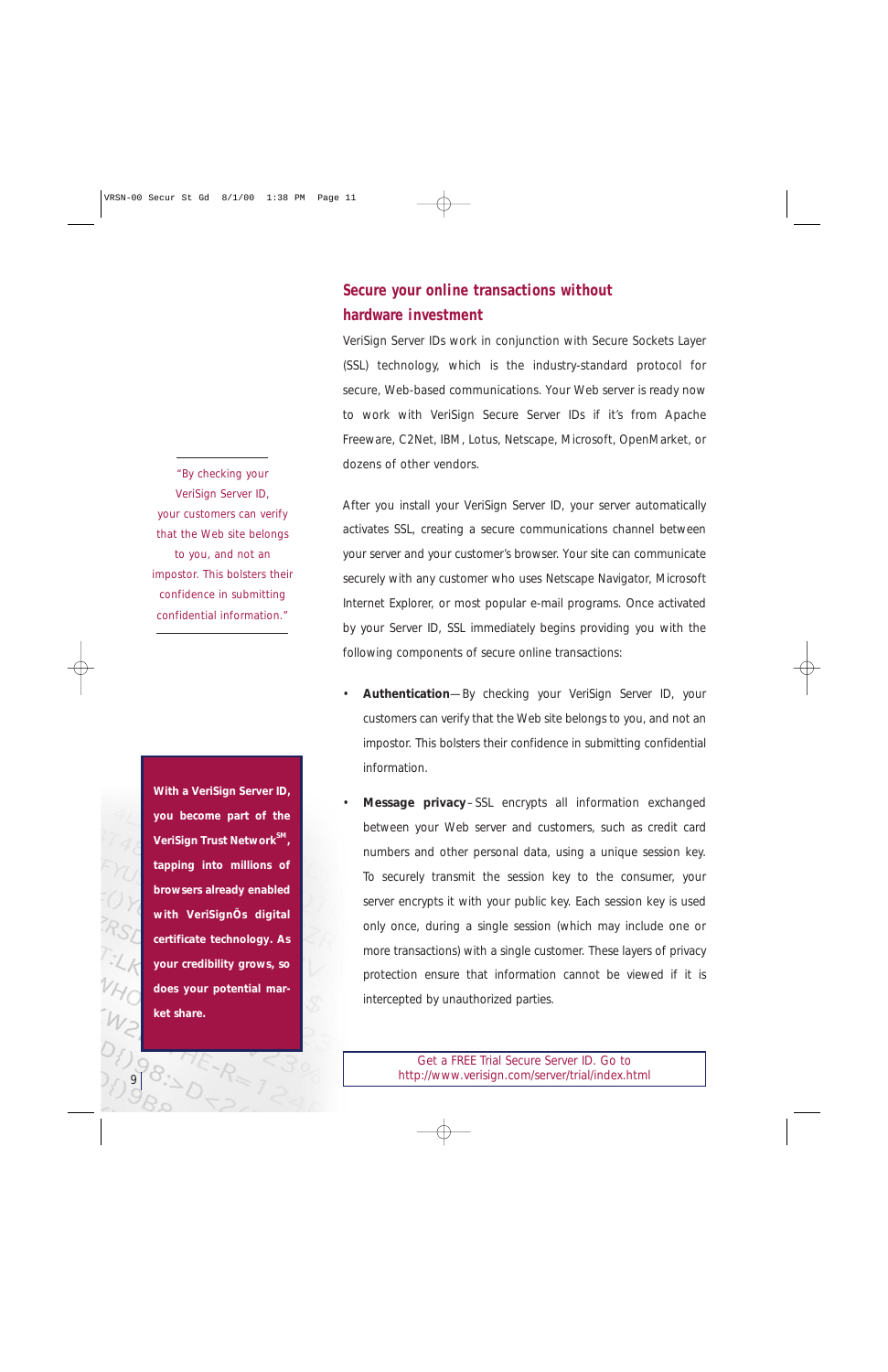"By checking your VeriSign Server ID, your customers can verify that the Web site belongs to you, and not an impostor. This bolsters their confidence in submitting confidential information."

**With a VeriSign Server ID, you become part of the VeriSign Trust Network℠, tapping into millions of browsers already enabled with VeriSignÕs digital certificate technology. As your credibility grows, so does your potential market share.**

## Secure your online transactions without hardware investment

VeriSign Server IDs work in conjunction with Secure Sockets Layer (SSL) technology, which is the industry-standard protocol for secure, Web-based communications. Your Web server is ready now to work with VeriSign Secure Server IDs if it's from Apache Freeware, C2Net, IBM, Lotus, Netscape, Microsoft, OpenMarket, or dozens of other vendors.

After you install your VeriSign Server ID, your server automatically activates SSL, creating a secure communications channel between your server and your customer's browser. Your site can communicate securely with any customer who uses Netscape Navigator, Microsoft Internet Explorer, or most popular e-mail programs. Once activated by your Server ID, SSL immediately begins providing you with the following components of secure online transactions:

- **Authentication**—By checking your VeriSign Server ID, your customers can verify that the Web site belongs to you, and not an impostor. This bolsters their confidence in submitting confidential information.
- **Message privacy**–SSL encrypts all information exchanged between your Web server and customers, such as credit card numbers and other personal data, using a unique session key. To securely transmit the session key to the consumer, your server encrypts it with your public key. Each session key is used only once, during a single session (which may include one or more transactions) with a single customer. These layers of privacy protection ensure that information cannot be viewed if it is intercepted by unauthorized parties.

Get a FREE Trial Secure Server ID. Go to http://www.verisign.com/server/trial/index.html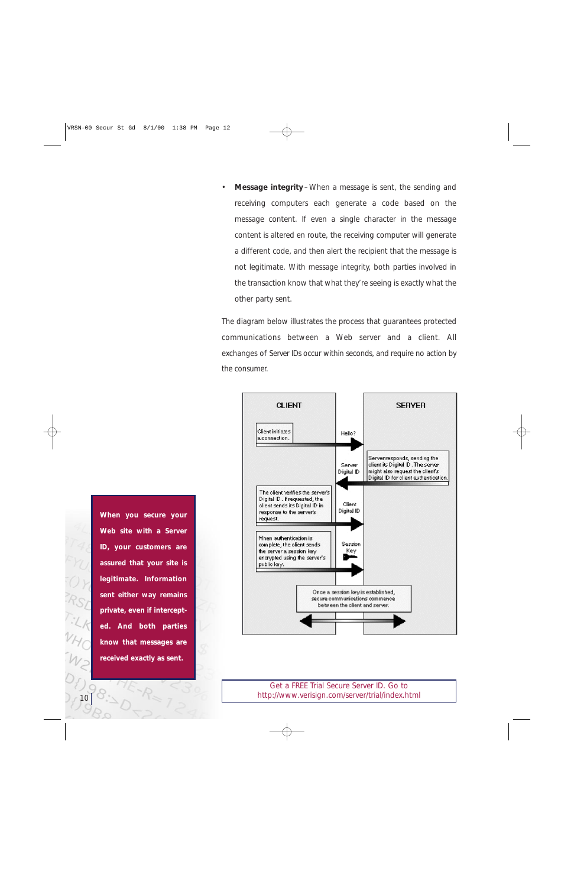- **Message integrity** – When a message is sent, the sending and receiving computers each generate a code based on the message content. If even a single character in the message content is altered en route, the receiving computer will generate a different code, and then alert the recipient that the message is not legitimate. With message integrity, both parties involved in the transaction know that what they're seeing is exactly what the other party sent.

The diagram below illustrates the process that guarantees protected communications between a Web server and a client. All exchanges of Server IDs occur within seconds, and require no action by the consumer.

**CLIENT** | **SERVER**

- Client initiates a connection. → Hello?
- Server responds, sending the client its Digital ID. The server might also request the client's Digital ID for client authentication. ← Server Digital ID
- The client verifies the server's Digital ID. If requested, the client sends its Digital ID in response to the server's request. → Client Digital ID
- When authentication is complete, the client sends the server a session key encrypted using the server's public key. → Session Key
- Once a session key is established, secure communications commence between the client and server. ↔

**When you secure your Web site with a Server ID, your customers are assured that your site is legitimate. Information sent either way remains private, even if intercepted. And both parties know that messages are received exactly as sent.**

Get a FREE Trial Secure Server ID. Go to http://www.verisign.com/server/trial/index.html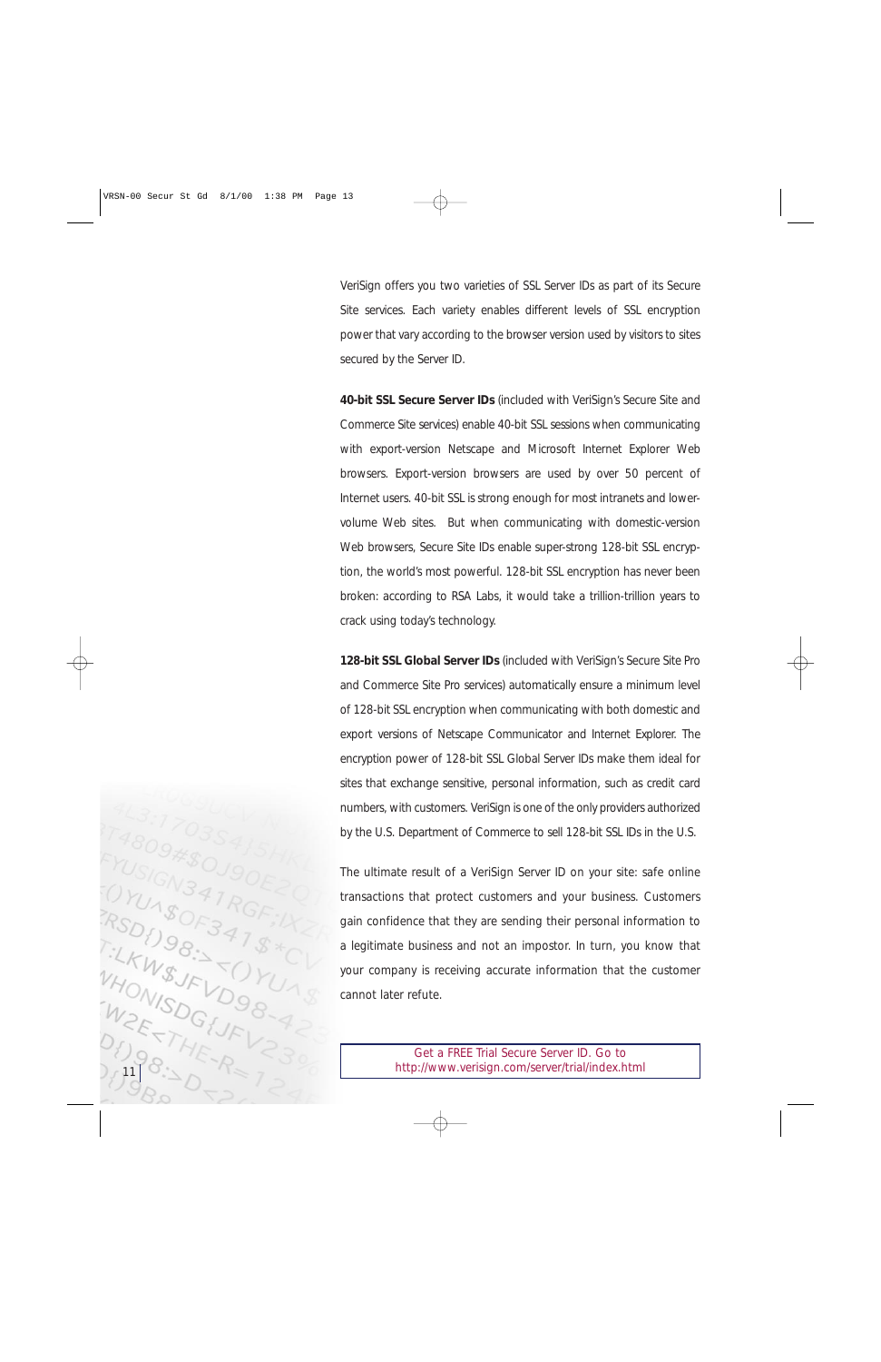VeriSign offers you two varieties of SSL Server IDs as part of its Secure Site services. Each variety enables different levels of SSL encryption power that vary according to the browser version used by visitors to sites secured by the Server ID.

**40-bit SSL Secure Server IDs** (included with VeriSign's Secure Site and Commerce Site services) enable 40-bit SSL sessions when communicating with export-version Netscape and Microsoft Internet Explorer Web browsers. Export-version browsers are used by over 50 percent of Internet users. 40-bit SSL is strong enough for most intranets and lower-volume Web sites. But when communicating with domestic-version Web browsers, Secure Site IDs enable super-strong 128-bit SSL encryption, the world's most powerful. 128-bit SSL encryption has never been broken: according to RSA Labs, it would take a trillion-trillion years to crack using today's technology.

**128-bit SSL Global Server IDs** (included with VeriSign's Secure Site Pro and Commerce Site Pro services) automatically ensure a minimum level of 128-bit SSL encryption when communicating with both domestic and export versions of Netscape Communicator and Internet Explorer. The encryption power of 128-bit SSL Global Server IDs make them ideal for sites that exchange sensitive, personal information, such as credit card numbers, with customers. VeriSign is one of the only providers authorized by the U.S. Department of Commerce to sell 128-bit SSL IDs in the U.S.

The ultimate result of a VeriSign Server ID on your site: safe online transactions that protect customers and your business. Customers gain confidence that they are sending their personal information to a legitimate business and not an impostor. In turn, you know that your company is receiving accurate information that the customer cannot later refute.

Get a FREE Trial Secure Server ID. Go to http://www.verisign.com/server/trial/index.html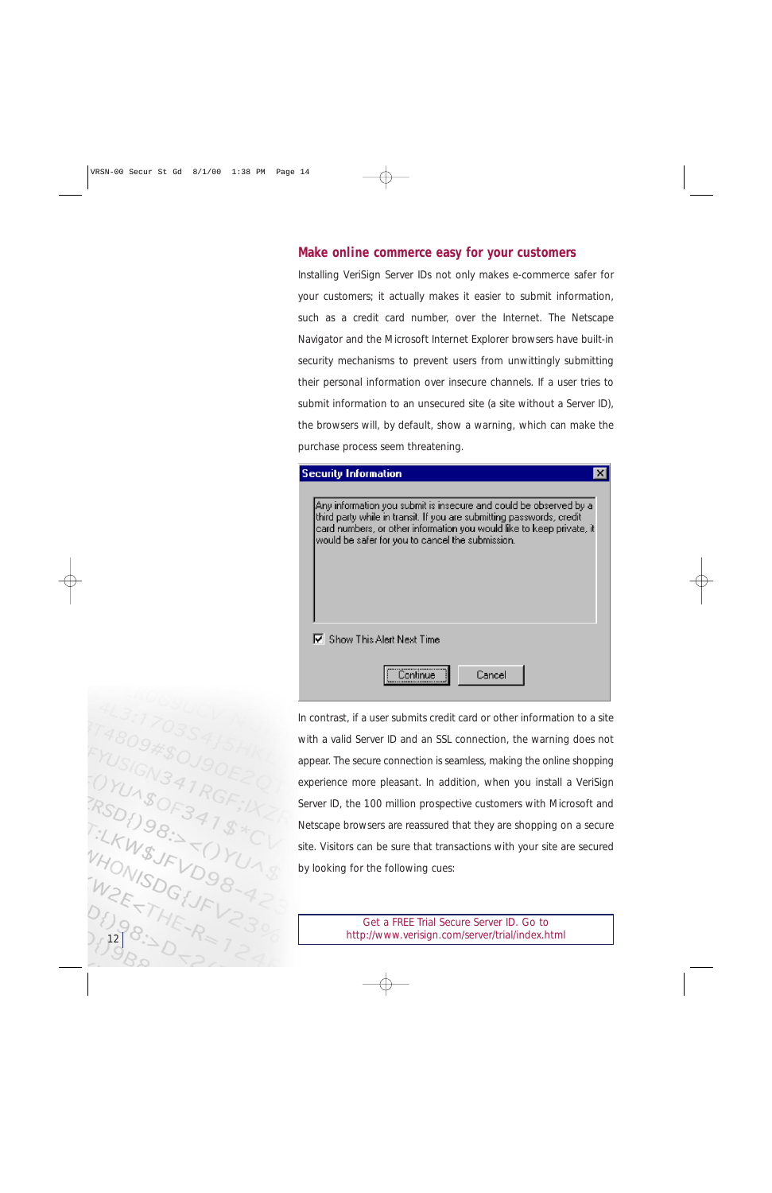## Make online commerce easy for your customers

Installing VeriSign Server IDs not only makes e-commerce safer for your customers; it actually makes it easier to submit information, such as a credit card number, over the Internet. The Netscape Navigator and the Microsoft Internet Explorer browsers have built-in security mechanisms to prevent users from unwittingly submitting their personal information over insecure channels. If a user tries to submit information to an unsecured site (a site without a Server ID), the browsers will, by default, show a warning, which can make the purchase process seem threatening.

**Security Information**

Any information you submit is insecure and could be observed by a third party while in transit. If you are submitting passwords, credit card numbers, or other information you would like to keep private, it would be safer for you to cancel the submission.

☑ Show This Alert Next Time

Continue | Cancel

In contrast, if a user submits credit card or other information to a site with a valid Server ID and an SSL connection, the warning does not appear. The secure connection is seamless, making the online shopping experience more pleasant. In addition, when you install a VeriSign Server ID, the 100 million prospective customers with Microsoft and Netscape browsers are reassured that they are shopping on a secure site. Visitors can be sure that transactions with your site are secured by looking for the following cues:

Get a FREE Trial Secure Server ID. Go to http://www.verisign.com/server/trial/index.html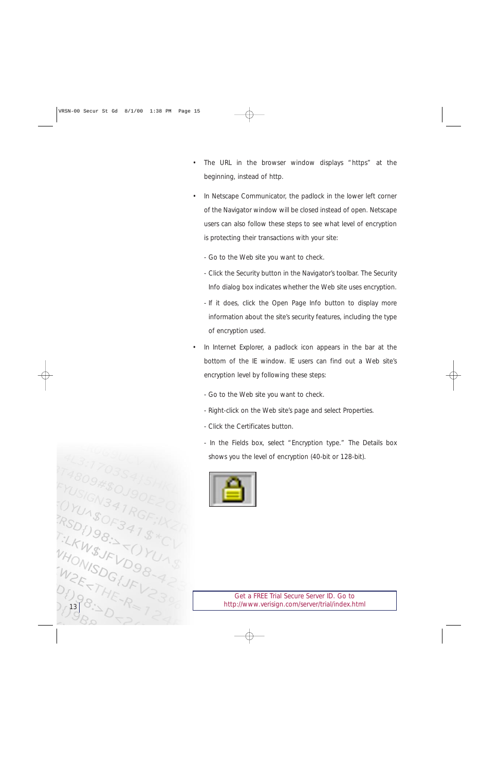- The URL in the browser window displays "https" at the beginning, instead of http.
- In Netscape Communicator, the padlock in the lower left corner of the Navigator window will be closed instead of open. Netscape users can also follow these steps to see what level of encryption is protecting their transactions with your site:

  - Go to the Web site you want to check.
  - Click the Security button in the Navigator's toolbar. The Security Info dialog box indicates whether the Web site uses encryption.
  - If it does, click the Open Page Info button to display more information about the site's security features, including the type of encryption used.
- In Internet Explorer, a padlock icon appears in the bar at the bottom of the IE window. IE users can find out a Web site's encryption level by following these steps:

  - Go to the Web site you want to check.
  - Right-click on the Web site's page and select Properties.
  - Click the Certificates button.
  - In the Fields box, select "Encryption type." The Details box shows you the level of encryption (40-bit or 128-bit).

Get a FREE Trial Secure Server ID. Go to http://www.verisign.com/server/trial/index.html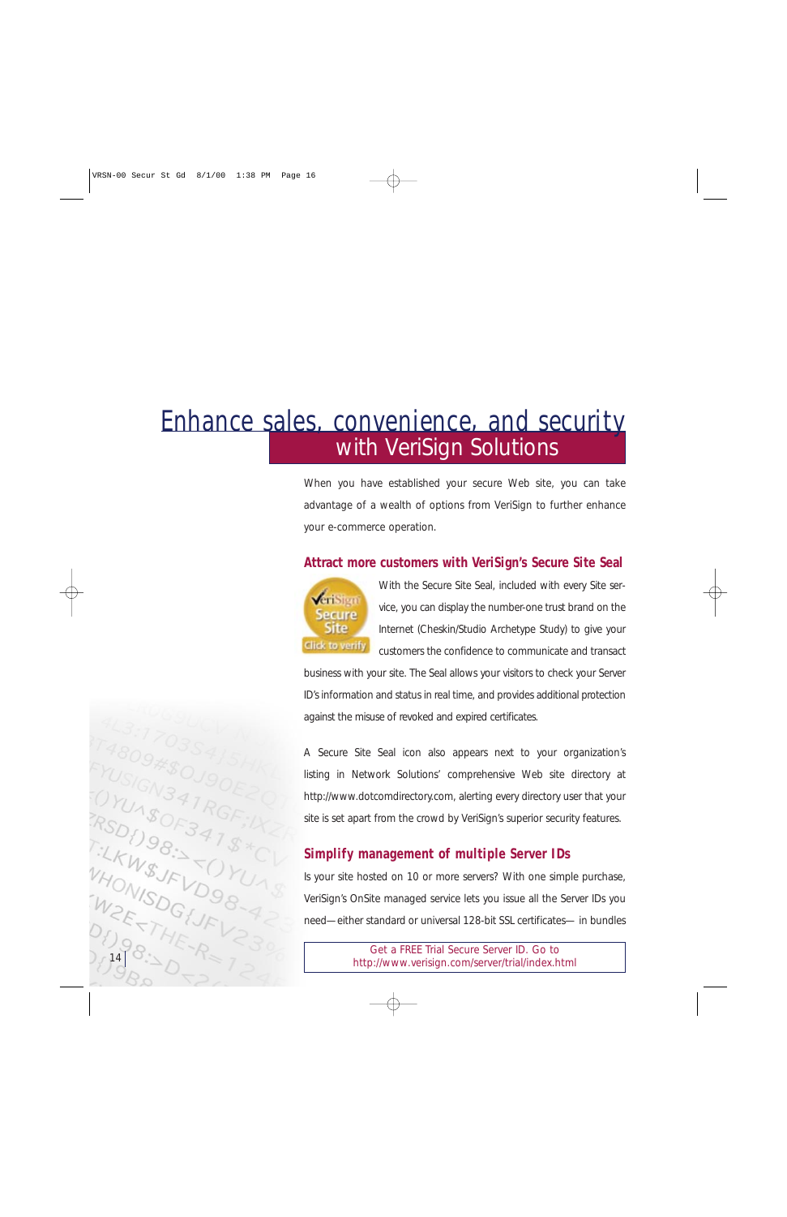# Enhance sales, convenience, and security with VeriSign Solutions

When you have established your secure Web site, you can take advantage of a wealth of options from VeriSign to further enhance your e-commerce operation.

## Attract more customers with VeriSign's Secure Site Seal

With the Secure Site Seal, included with every Site service, you can display the number-one trust brand on the Internet (Cheskin/Studio Archetype Study) to give your customers the confidence to communicate and transact business with your site. The Seal allows your visitors to check your Server ID's information and status in real time, and provides additional protection against the misuse of revoked and expired certificates.

A Secure Site Seal icon also appears next to your organization's listing in Network Solutions' comprehensive Web site directory at http://www.dotcomdirectory.com, alerting every directory user that your site is set apart from the crowd by VeriSign's superior security features.

## Simplify management of multiple Server IDs

Is your site hosted on 10 or more servers? With one simple purchase, VeriSign's OnSite managed service lets you issue all the Server IDs you need—either standard or universal 128-bit SSL certificates— in bundles

Get a FREE Trial Secure Server ID. Go to http://www.verisign.com/server/trial/index.html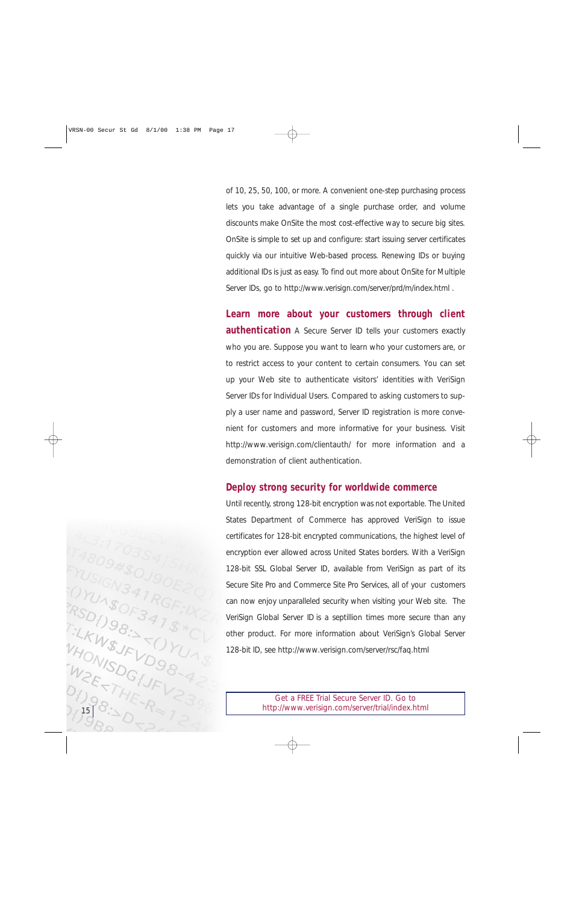of 10, 25, 50, 100, or more. A convenient one-step purchasing process lets you take advantage of a single purchase order, and volume discounts make OnSite the most cost-effective way to secure big sites. OnSite is simple to set up and configure: start issuing server certificates quickly via our intuitive Web-based process. Renewing IDs or buying additional IDs is just as easy. To find out more about OnSite for Multiple Server IDs, go to http://www.verisign.com/server/prd/m/index.html .

**Learn more about your customers through client authentication** A Secure Server ID tells your customers exactly who you are. Suppose you want to learn who your customers are, or to restrict access to your content to certain consumers. You can set up your Web site to authenticate visitors' identities with VeriSign Server IDs for Individual Users. Compared to asking customers to supply a user name and password, Server ID registration is more convenient for customers and more informative for your business. Visit http://www.verisign.com/clientauth/ for more information and a demonstration of client authentication.

## Deploy strong security for worldwide commerce

Until recently, strong 128-bit encryption was not exportable. The United States Department of Commerce has approved VeriSign to issue certificates for 128-bit encrypted communications, the highest level of encryption ever allowed across United States borders. With a VeriSign 128-bit SSL Global Server ID, available from VeriSign as part of its Secure Site Pro and Commerce Site Pro Services, all of your customers can now enjoy unparalleled security when visiting your Web site. The VeriSign Global Server ID is a septillion times more secure than any other product. For more information about VeriSign's Global Server 128-bit ID, see http://www.verisign.com/server/rsc/faq.html

Get a FREE Trial Secure Server ID. Go to http://www.verisign.com/server/trial/index.html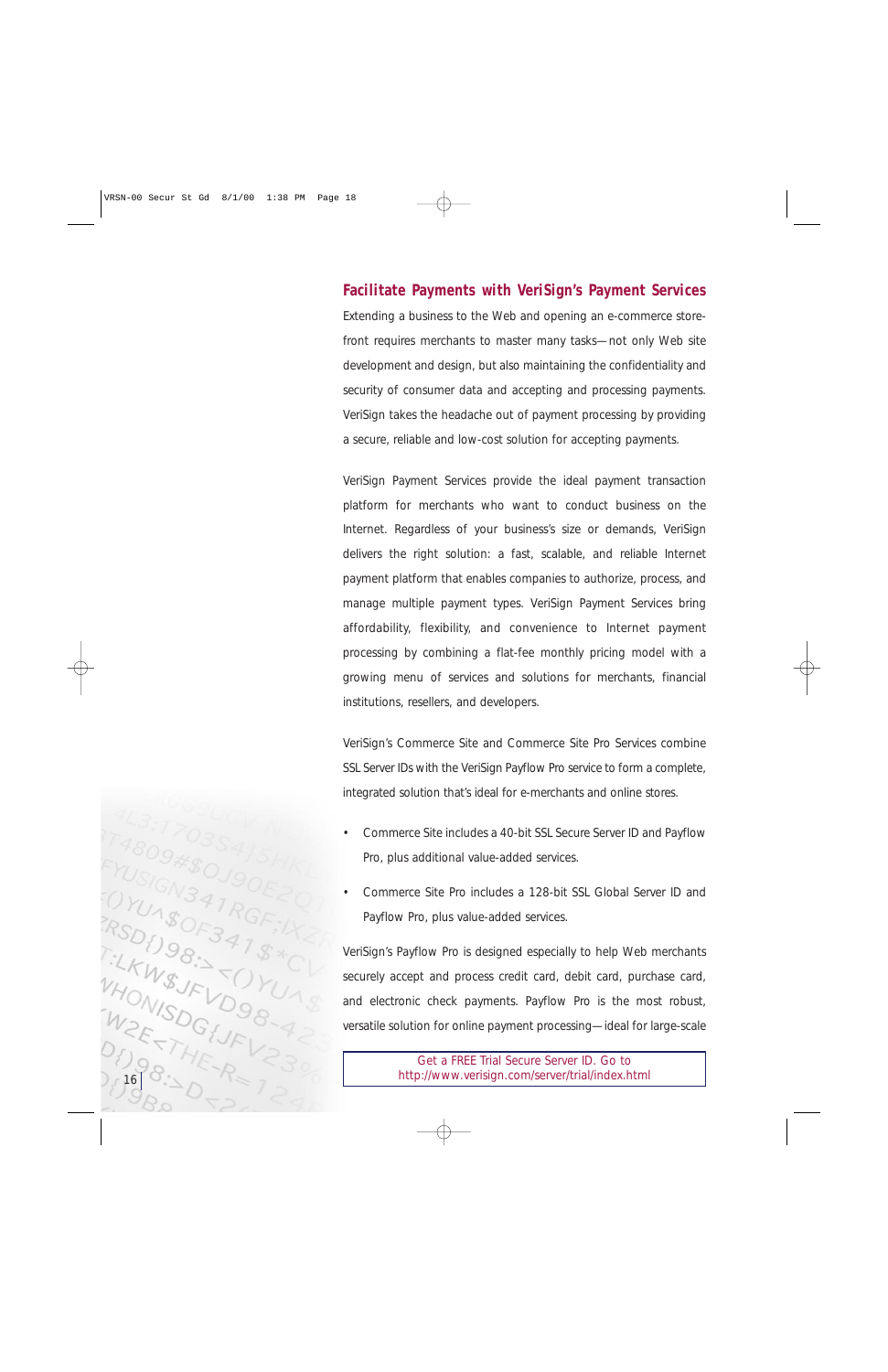## Facilitate Payments with VeriSign's Payment Services

Extending a business to the Web and opening an e-commerce storefront requires merchants to master many tasks—not only Web site development and design, but also maintaining the confidentiality and security of consumer data and accepting and processing payments. VeriSign takes the headache out of payment processing by providing a secure, reliable and low-cost solution for accepting payments.

VeriSign Payment Services provide the ideal payment transaction platform for merchants who want to conduct business on the Internet. Regardless of your business's size or demands, VeriSign delivers the right solution: a fast, scalable, and reliable Internet payment platform that enables companies to authorize, process, and manage multiple payment types. VeriSign Payment Services bring affordability, flexibility, and convenience to Internet payment processing by combining a flat-fee monthly pricing model with a growing menu of services and solutions for merchants, financial institutions, resellers, and developers.

VeriSign's Commerce Site and Commerce Site Pro Services combine SSL Server IDs with the VeriSign Payflow Pro service to form a complete, integrated solution that's ideal for e-merchants and online stores.

- Commerce Site includes a 40-bit SSL Secure Server ID and Payflow Pro, plus additional value-added services.
- Commerce Site Pro includes a 128-bit SSL Global Server ID and Payflow Pro, plus value-added services.

VeriSign's Payflow Pro is designed especially to help Web merchants securely accept and process credit card, debit card, purchase card, and electronic check payments. Payflow Pro is the most robust, versatile solution for online payment processing—ideal for large-scale

Get a FREE Trial Secure Server ID. Go to http://www.verisign.com/server/trial/index.html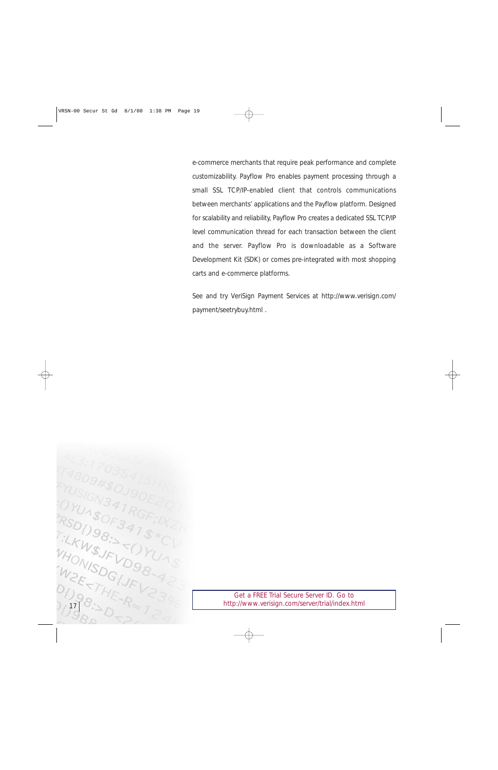e-commerce merchants that require peak performance and complete customizability. Payflow Pro enables payment processing through a small SSL TCP/IP-enabled client that controls communications between merchants' applications and the Payflow platform. Designed for scalability and reliability, Payflow Pro creates a dedicated SSL TCP/IP level communication thread for each transaction between the client and the server. Payflow Pro is downloadable as a Software Development Kit (SDK) or comes pre-integrated with most shopping carts and e-commerce platforms.

See and try VeriSign Payment Services at http://www.verisign.com/payment/seetrybuy.html .

Get a FREE Trial Secure Server ID. Go to http://www.verisign.com/server/trial/index.html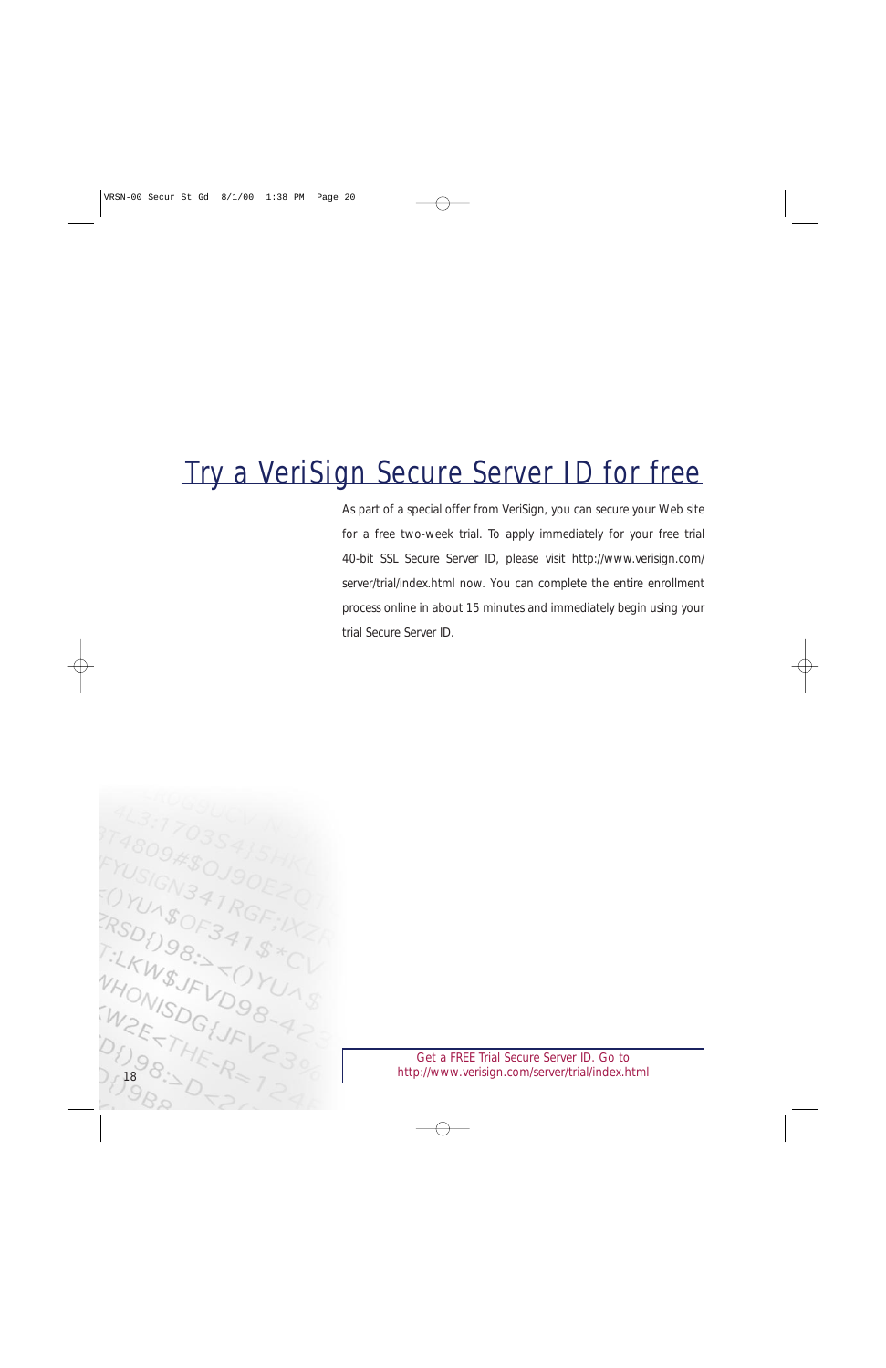# Try a VeriSign Secure Server ID for free

As part of a special offer from VeriSign, you can secure your Web site for a free two-week trial. To apply immediately for your free trial 40-bit SSL Secure Server ID, please visit http://www.verisign.com/server/trial/index.html now. You can complete the entire enrollment process online in about 15 minutes and immediately begin using your trial Secure Server ID.

Get a FREE Trial Secure Server ID. Go to http://www.verisign.com/server/trial/index.html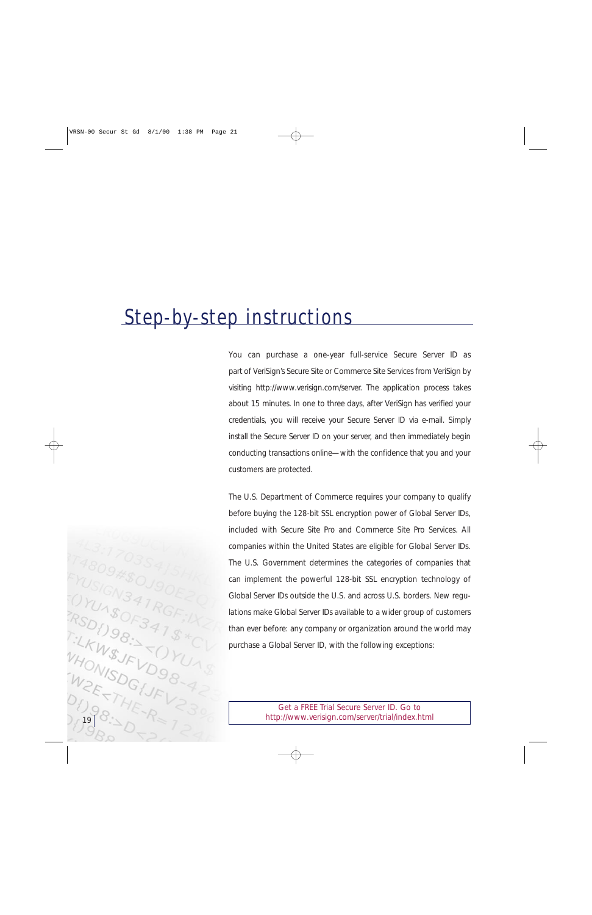# Step-by-step instructions

You can purchase a one-year full-service Secure Server ID as part of VeriSign's Secure Site or Commerce Site Services from VeriSign by visiting http://www.verisign.com/server. The application process takes about 15 minutes. In one to three days, after VeriSign has verified your credentials, you will receive your Secure Server ID via e-mail. Simply install the Secure Server ID on your server, and then immediately begin conducting transactions online—with the confidence that you and your customers are protected.

The U.S. Department of Commerce requires your company to qualify before buying the 128-bit SSL encryption power of Global Server IDs, included with Secure Site Pro and Commerce Site Pro Services. All companies within the United States are eligible for Global Server IDs. The U.S. Government determines the categories of companies that can implement the powerful 128-bit SSL encryption technology of Global Server IDs outside the U.S. and across U.S. borders. New regulations make Global Server IDs available to a wider group of customers than ever before: any company or organization around the world may purchase a Global Server ID, with the following exceptions:

Get a FREE Trial Secure Server ID. Go to http://www.verisign.com/server/trial/index.html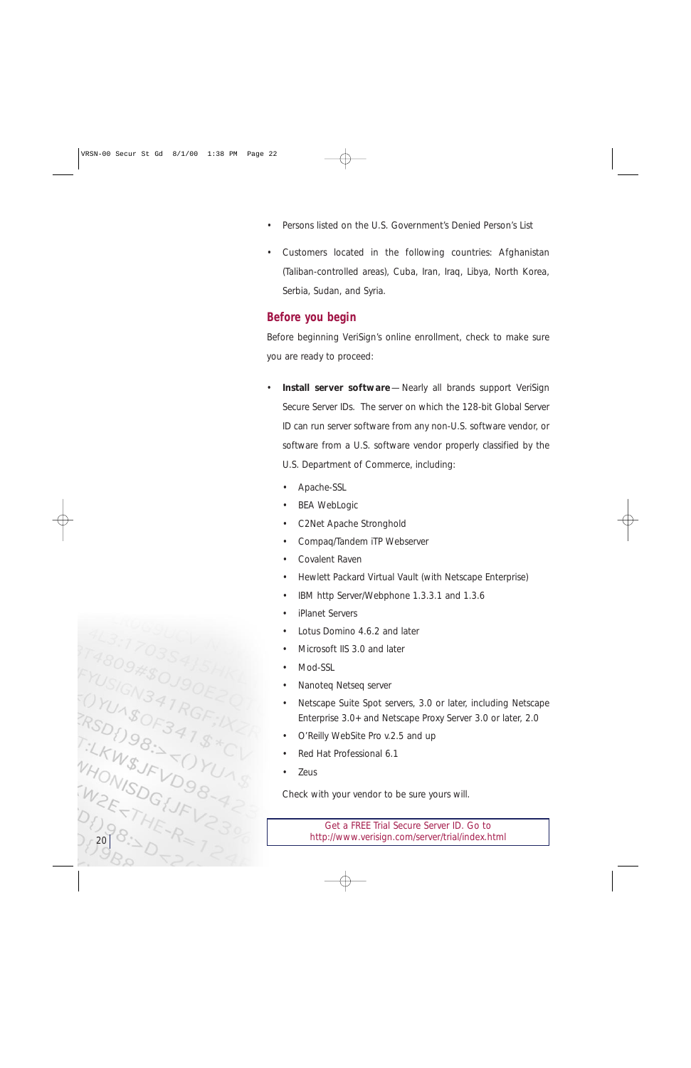- Persons listed on the U.S. Government's Denied Person's List
- Customers located in the following countries: Afghanistan (Taliban-controlled areas), Cuba, Iran, Iraq, Libya, North Korea, Serbia, Sudan, and Syria.

## Before you begin

Before beginning VeriSign's online enrollment, check to make sure you are ready to proceed:

- **Install server software**—Nearly all brands support VeriSign Secure Server IDs. The server on which the 128-bit Global Server ID can run server software from any non-U.S. software vendor, or software from a U.S. software vendor properly classified by the U.S. Department of Commerce, including:
  - Apache-SSL
  - BEA WebLogic
  - C2Net Apache Stronghold
  - Compaq/Tandem iTP Webserver
  - Covalent Raven
  - Hewlett Packard Virtual Vault (with Netscape Enterprise)
  - IBM http Server/Webphone 1.3.3.1 and 1.3.6
  - iPlanet Servers
  - Lotus Domino 4.6.2 and later
  - Microsoft IIS 3.0 and later
  - Mod-SSL
  - Nanoteq Netseq server
  - Netscape Suite Spot servers, 3.0 or later, including Netscape Enterprise 3.0+ and Netscape Proxy Server 3.0 or later, 2.0
  - O'Reilly WebSite Pro v.2.5 and up
  - Red Hat Professional 6.1
  - Zeus

  Check with your vendor to be sure yours will.

Get a FREE Trial Secure Server ID. Go to http://www.verisign.com/server/trial/index.html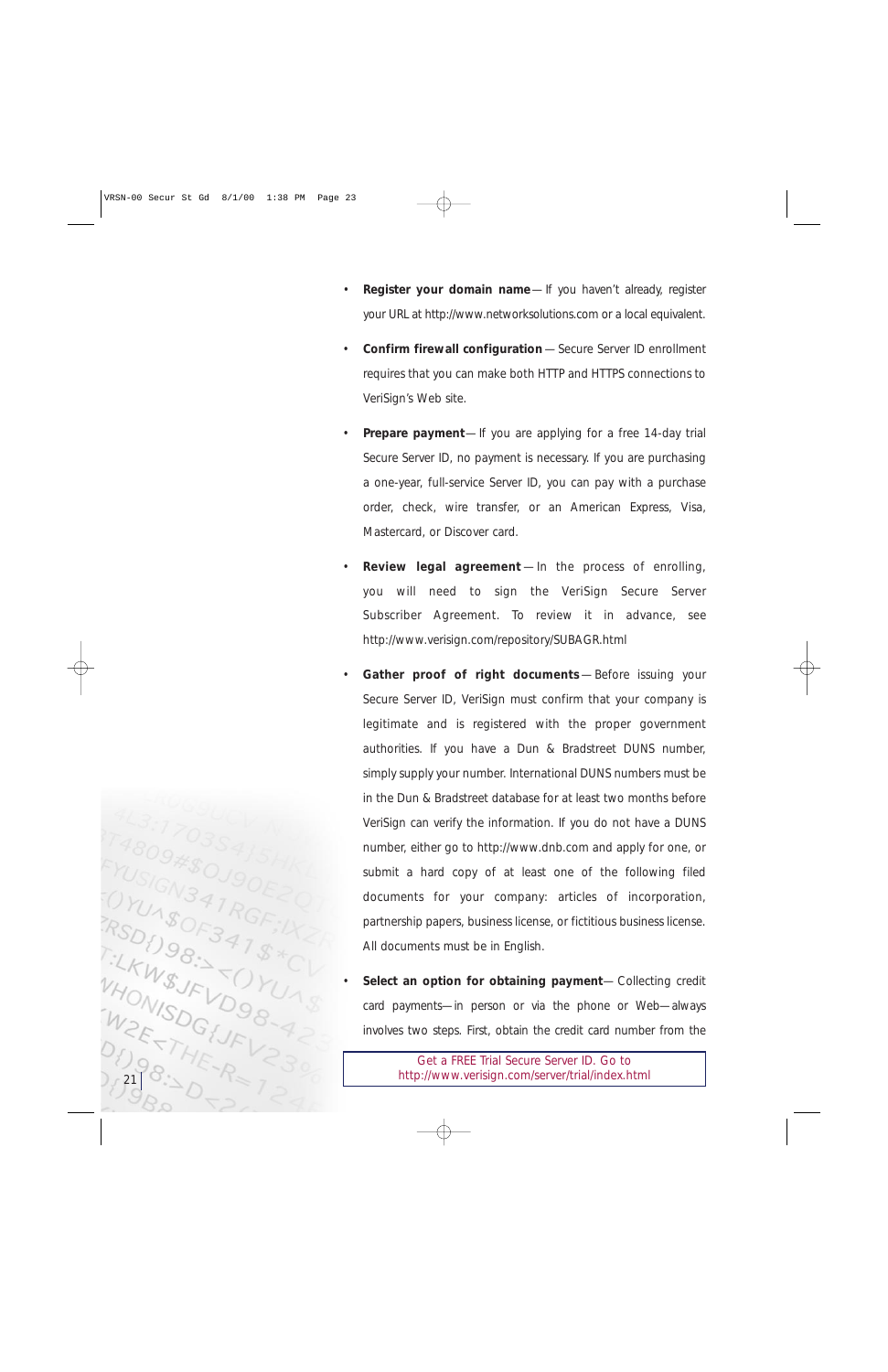- **Register your domain name** — If you haven't already, register your URL at http://www.networksolutions.com or a local equivalent.

- **Confirm firewall configuration** — Secure Server ID enrollment requires that you can make both HTTP and HTTPS connections to VeriSign's Web site.

- **Prepare payment** — If you are applying for a free 14-day trial Secure Server ID, no payment is necessary. If you are purchasing a one-year, full-service Server ID, you can pay with a purchase order, check, wire transfer, or an American Express, Visa, Mastercard, or Discover card.

- **Review legal agreement** — In the process of enrolling, you will need to sign the VeriSign Secure Server Subscriber Agreement. To review it in advance, see http://www.verisign.com/repository/SUBAGR.html

- **Gather proof of right documents** — Before issuing your Secure Server ID, VeriSign must confirm that your company is legitimate and is registered with the proper government authorities. If you have a Dun & Bradstreet DUNS number, simply supply your number. International DUNS numbers must be in the Dun & Bradstreet database for at least two months before VeriSign can verify the information. If you do not have a DUNS number, either go to http://www.dnb.com and apply for one, or submit a hard copy of at least one of the following filed documents for your company: articles of incorporation, partnership papers, business license, or fictitious business license. All documents must be in English.

- **Select an option for obtaining payment** — Collecting credit card payments — in person or via the phone or Web — always involves two steps. First, obtain the credit card number from the

Get a FREE Trial Secure Server ID. Go to http://www.verisign.com/server/trial/index.html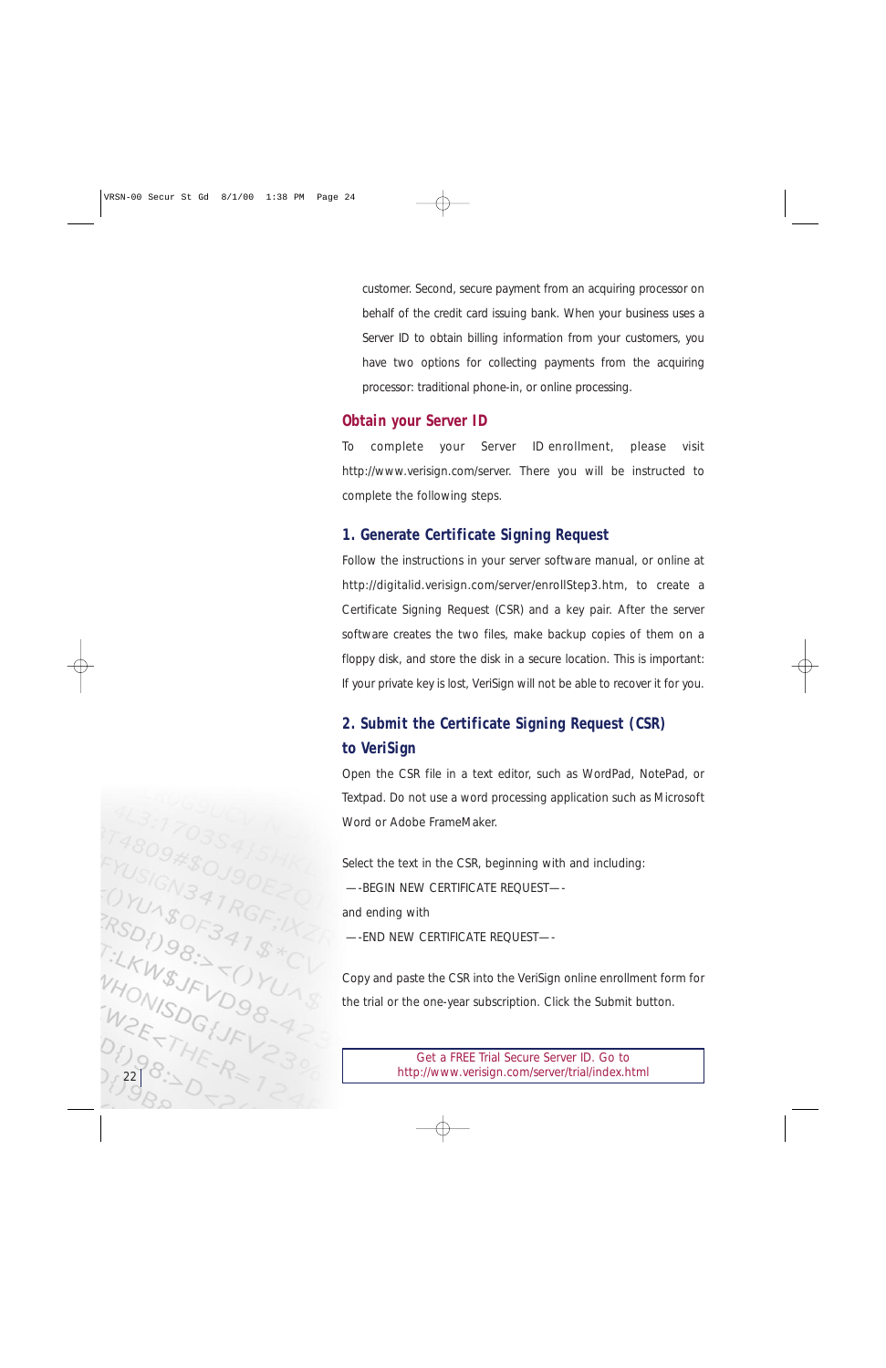customer. Second, secure payment from an acquiring processor on behalf of the credit card issuing bank. When your business uses a Server ID to obtain billing information from your customers, you have two options for collecting payments from the acquiring processor: traditional phone-in, or online processing.

## Obtain your Server ID

To complete your Server ID enrollment, please visit http://www.verisign.com/server. There you will be instructed to complete the following steps.

### 1. Generate Certificate Signing Request

Follow the instructions in your server software manual, or online at http://digitalid.verisign.com/server/enrollStep3.htm, to create a Certificate Signing Request (CSR) and a key pair. After the server software creates the two files, make backup copies of them on a floppy disk, and store the disk in a secure location. This is important: If your private key is lost, VeriSign will not be able to recover it for you.

### 2. Submit the Certificate Signing Request (CSR) to VeriSign

Open the CSR file in a text editor, such as WordPad, NotePad, or Textpad. Do not use a word processing application such as Microsoft Word or Adobe FrameMaker.

Select the text in the CSR, beginning with and including:

—-BEGIN NEW CERTIFICATE REQUEST—-

and ending with

—-END NEW CERTIFICATE REQUEST—-

Copy and paste the CSR into the VeriSign online enrollment form for the trial or the one-year subscription. Click the Submit button.

Get a FREE Trial Secure Server ID. Go to http://www.verisign.com/server/trial/index.html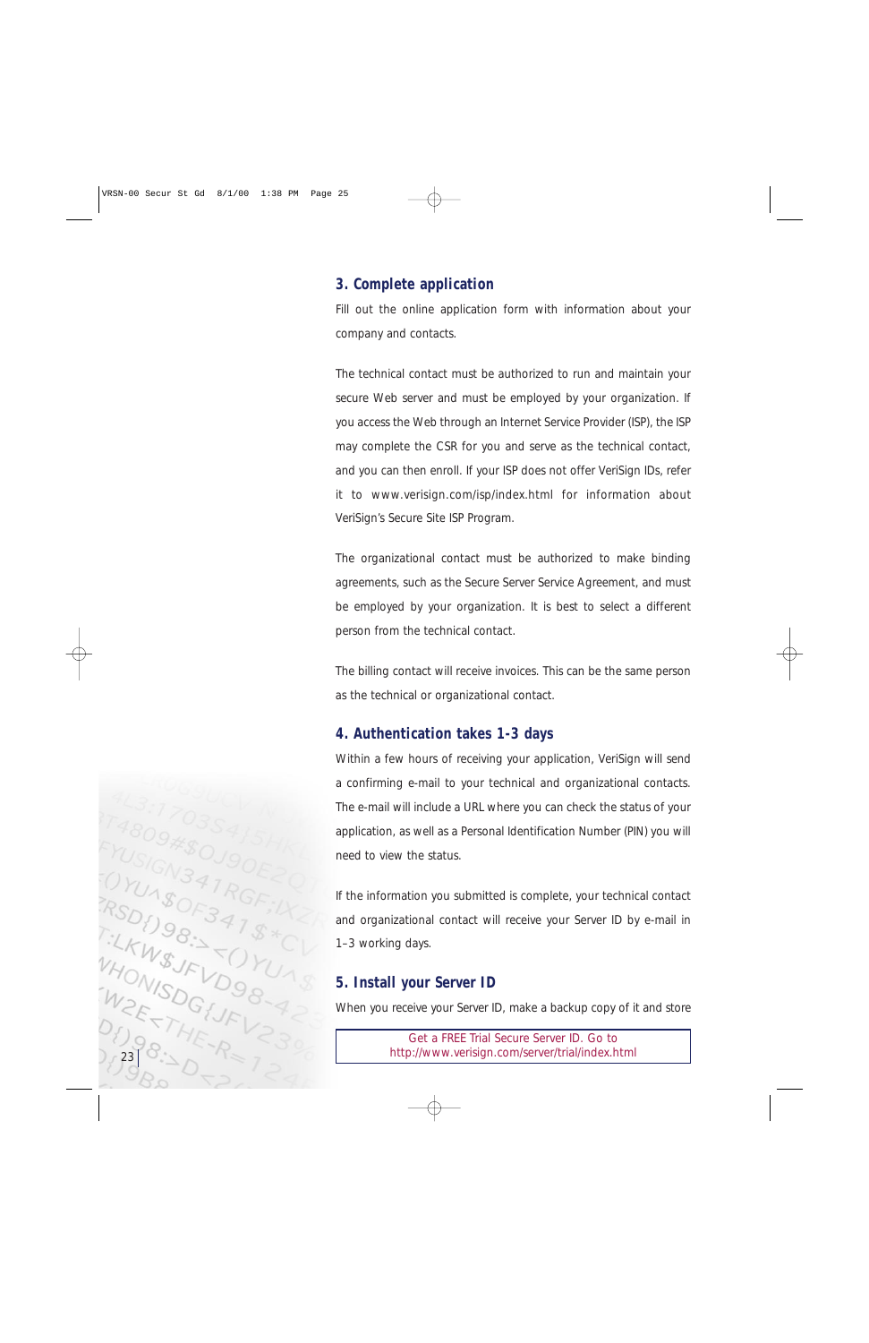## 3. Complete application

Fill out the online application form with information about your company and contacts.

The technical contact must be authorized to run and maintain your secure Web server and must be employed by your organization. If you access the Web through an Internet Service Provider (ISP), the ISP may complete the CSR for you and serve as the technical contact, and you can then enroll. If your ISP does not offer VeriSign IDs, refer it to www.verisign.com/isp/index.html for information about VeriSign's Secure Site ISP Program.

The organizational contact must be authorized to make binding agreements, such as the Secure Server Service Agreement, and must be employed by your organization. It is best to select a different person from the technical contact.

The billing contact will receive invoices. This can be the same person as the technical or organizational contact.

## 4. Authentication takes 1-3 days

Within a few hours of receiving your application, VeriSign will send a confirming e-mail to your technical and organizational contacts. The e-mail will include a URL where you can check the status of your application, as well as a Personal Identification Number (PIN) you will need to view the status.

If the information you submitted is complete, your technical contact and organizational contact will receive your Server ID by e-mail in 1–3 working days.

## 5. Install your Server ID

When you receive your Server ID, make a backup copy of it and store

Get a FREE Trial Secure Server ID. Go to http://www.verisign.com/server/trial/index.html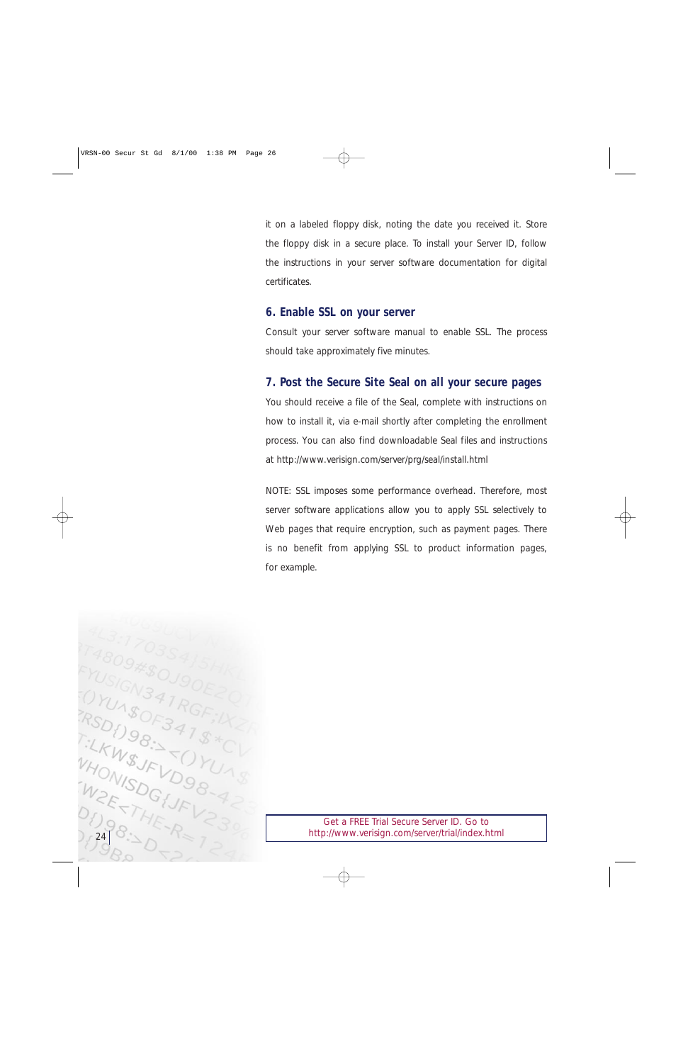it on a labeled floppy disk, noting the date you received it. Store the floppy disk in a secure place. To install your Server ID, follow the instructions in your server software documentation for digital certificates.

### 6. Enable SSL on your server

Consult your server software manual to enable SSL. The process should take approximately five minutes.

### 7. Post the Secure Site Seal on all your secure pages

You should receive a file of the Seal, complete with instructions on how to install it, via e-mail shortly after completing the enrollment process. You can also find downloadable Seal files and instructions at http://www.verisign.com/server/prg/seal/install.html

NOTE: SSL imposes some performance overhead. Therefore, most server software applications allow you to apply SSL selectively to Web pages that require encryption, such as payment pages. There is no benefit from applying SSL to product information pages, for example.

Get a FREE Trial Secure Server ID. Go to http://www.verisign.com/server/trial/index.html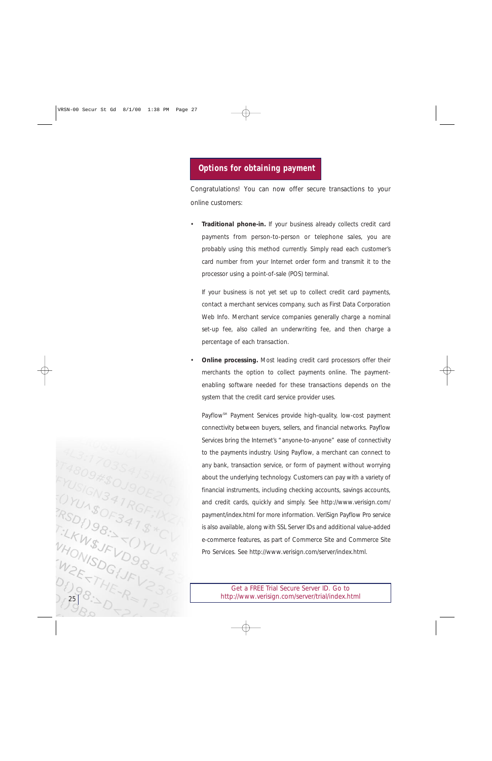## Options for obtaining payment

Congratulations! You can now offer secure transactions to your online customers:

- **Traditional phone-in.** If your business already collects credit card payments from person-to-person or telephone sales, you are probably using this method currently. Simply read each customer's card number from your Internet order form and transmit it to the processor using a point-of-sale (POS) terminal.

  If your business is not yet set up to collect credit card payments, contact a merchant services company, such as First Data Corporation Web Info. Merchant service companies generally charge a nominal set-up fee, also called an underwriting fee, and then charge a percentage of each transaction.

- **Online processing.** Most leading credit card processors offer their merchants the option to collect payments online. The payment-enabling software needed for these transactions depends on the system that the credit card service provider uses.

  Payflow[SM] Payment Services provide high-quality, low-cost payment connectivity between buyers, sellers, and financial networks. Payflow Services bring the Internet's "anyone-to-anyone" ease of connectivity to the payments industry. Using Payflow, a merchant can connect to any bank, transaction service, or form of payment without worrying about the underlying technology. Customers can pay with a variety of financial instruments, including checking accounts, savings accounts, and credit cards, quickly and simply. See http://www.verisign.com/payment/index.html for more information. VeriSign Payflow Pro service is also available, along with SSL Server IDs and additional value-added e-commerce features, as part of Commerce Site and Commerce Site Pro Services. See http://www.verisign.com/server/index.html.

Get a FREE Trial Secure Server ID. Go to http://www.verisign.com/server/trial/index.html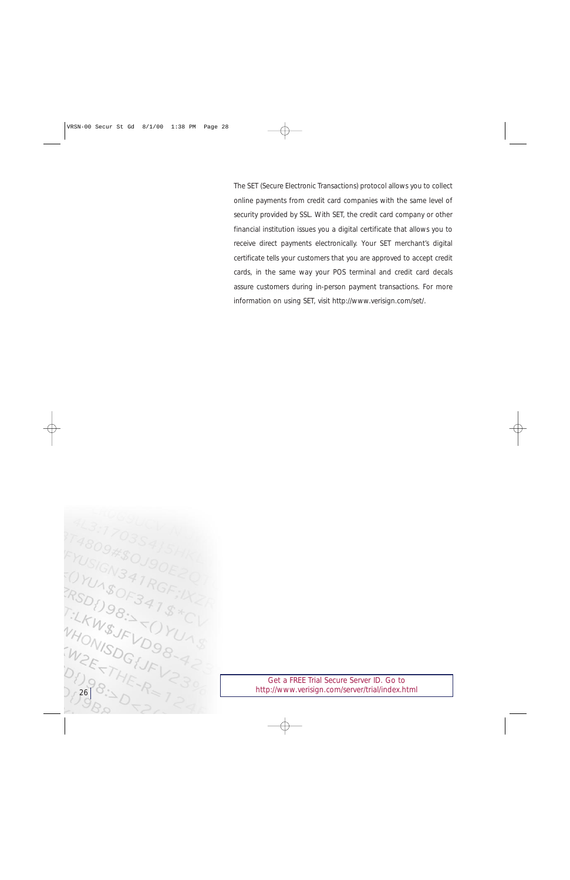The SET (Secure Electronic Transactions) protocol allows you to collect online payments from credit card companies with the same level of security provided by SSL. With SET, the credit card company or other financial institution issues you a digital certificate that allows you to receive direct payments electronically. Your SET merchant's digital certificate tells your customers that you are approved to accept credit cards, in the same way your POS terminal and credit card decals assure customers during in-person payment transactions. For more information on using SET, visit http://www.verisign.com/set/.

Get a FREE Trial Secure Server ID. Go to http://www.verisign.com/server/trial/index.html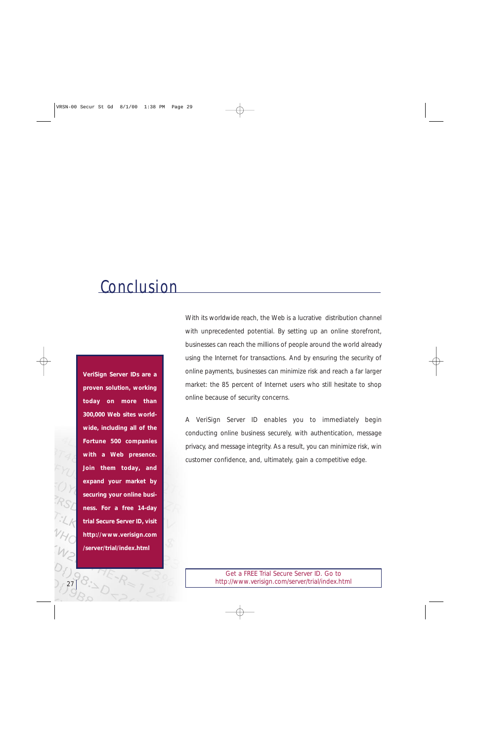# Conclusion

With its worldwide reach, the Web is a lucrative distribution channel with unprecedented potential. By setting up an online storefront, businesses can reach the millions of people around the world already using the Internet for transactions. And by ensuring the security of online payments, businesses can minimize risk and reach a far larger market: the 85 percent of Internet users who still hesitate to shop online because of security concerns.

A VeriSign Server ID enables you to immediately begin conducting online business securely, with authentication, message privacy, and message integrity. As a result, you can minimize risk, win customer confidence, and, ultimately, gain a competitive edge.

**VeriSign Server IDs are a proven solution, working today on more than 300,000 Web sites worldwide, including all of the Fortune 500 companies with a Web presence. Join them today, and expand your market by securing your online business. For a free 14-day trial Secure Server ID, visit http://www.verisign.com/server/trial/index.html**

Get a FREE Trial Secure Server ID. Go to http://www.verisign.com/server/trial/index.html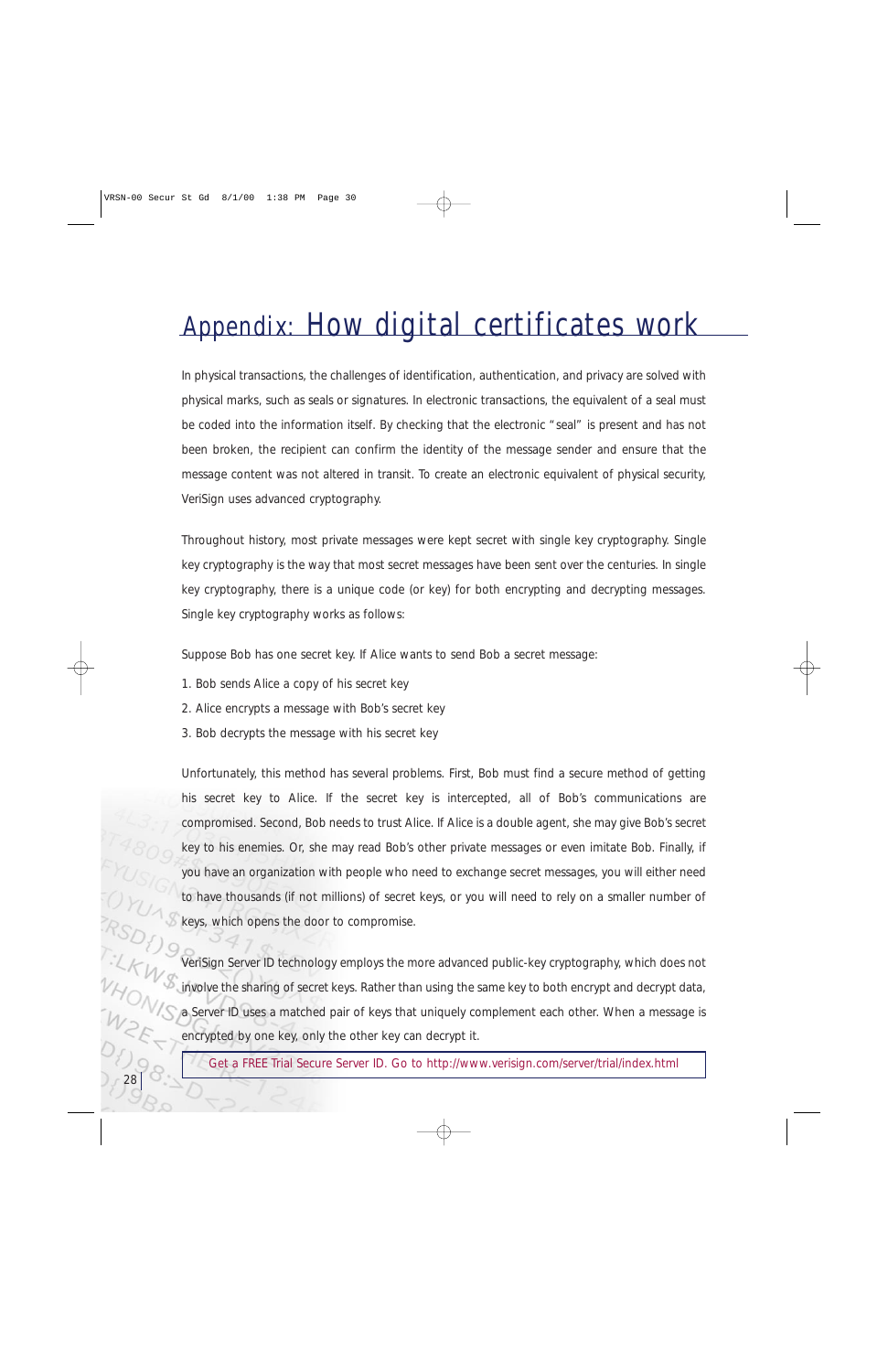# Appendix: How digital certificates work

In physical transactions, the challenges of identification, authentication, and privacy are solved with physical marks, such as seals or signatures. In electronic transactions, the equivalent of a seal must be coded into the information itself. By checking that the electronic "seal" is present and has not been broken, the recipient can confirm the identity of the message sender and ensure that the message content was not altered in transit. To create an electronic equivalent of physical security, VeriSign uses advanced cryptography.

Throughout history, most private messages were kept secret with single key cryptography. Single key cryptography is the way that most secret messages have been sent over the centuries. In single key cryptography, there is a unique code (or key) for both encrypting and decrypting messages. Single key cryptography works as follows:

Suppose Bob has one secret key. If Alice wants to send Bob a secret message:

1. Bob sends Alice a copy of his secret key
2. Alice encrypts a message with Bob's secret key
3. Bob decrypts the message with his secret key

Unfortunately, this method has several problems. First, Bob must find a secure method of getting his secret key to Alice. If the secret key is intercepted, all of Bob's communications are compromised. Second, Bob needs to trust Alice. If Alice is a double agent, she may give Bob's secret key to his enemies. Or, she may read Bob's other private messages or even imitate Bob. Finally, if you have an organization with people who need to exchange secret messages, you will either need to have thousands (if not millions) of secret keys, or you will need to rely on a smaller number of keys, which opens the door to compromise.

VeriSign Server ID technology employs the more advanced public-key cryptography, which does not involve the sharing of secret keys. Rather than using the same key to both encrypt and decrypt data, a Server ID uses a matched pair of keys that uniquely complement each other. When a message is encrypted by one key, only the other key can decrypt it.

Get a FREE Trial Secure Server ID. Go to http://www.verisign.com/server/trial/index.html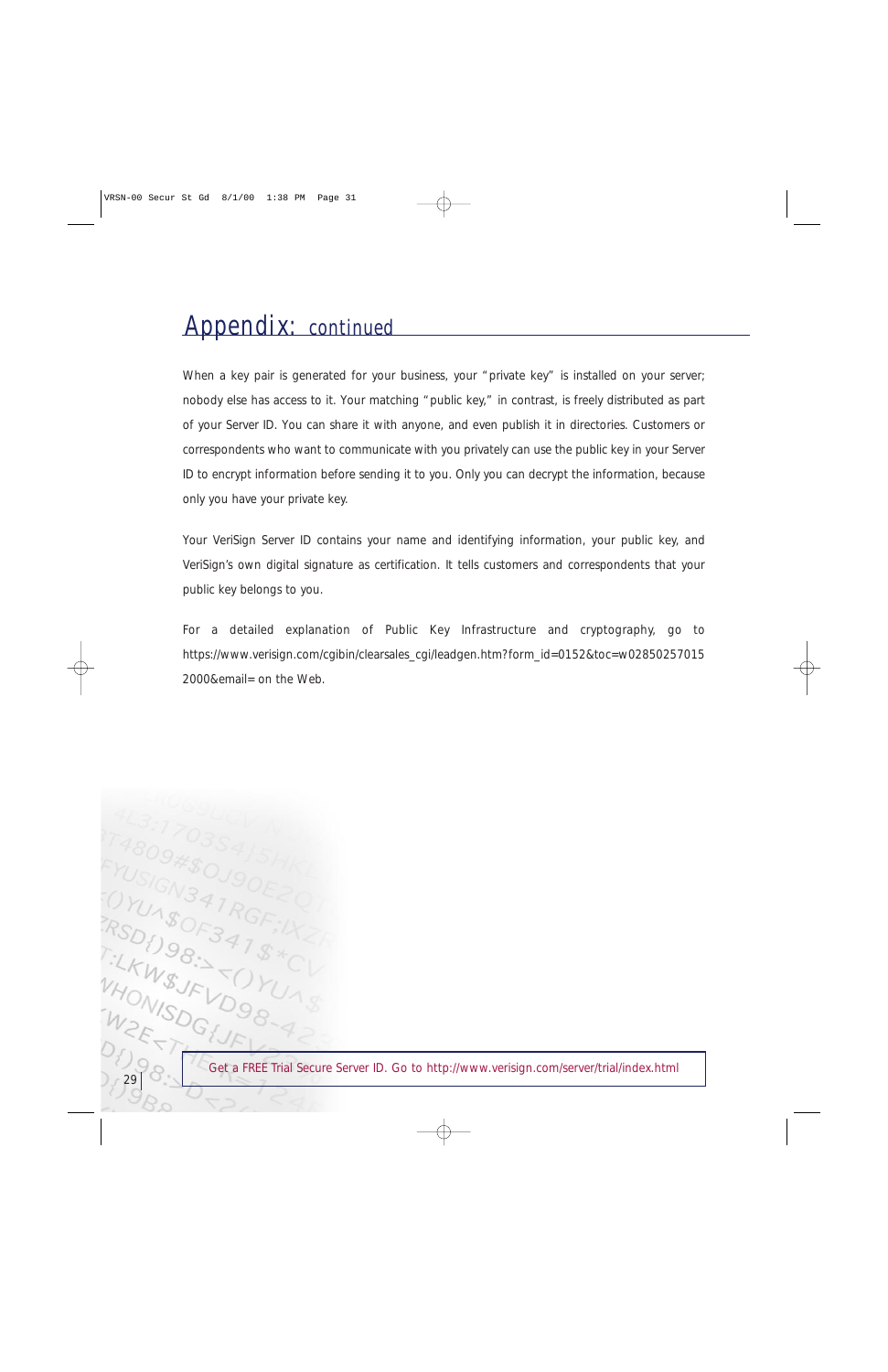# Appendix: continued

When a key pair is generated for your business, your "private key" is installed on your server; nobody else has access to it. Your matching "public key," in contrast, is freely distributed as part of your Server ID. You can share it with anyone, and even publish it in directories. Customers or correspondents who want to communicate with you privately can use the public key in your Server ID to encrypt information before sending it to you. Only you can decrypt the information, because only you have your private key.

Your VeriSign Server ID contains your name and identifying information, your public key, and VeriSign's own digital signature as certification. It tells customers and correspondents that your public key belongs to you.

For a detailed explanation of Public Key Infrastructure and cryptography, go to https://www.verisign.com/cgibin/clearsales_cgi/leadgen.htm?form_id=0152&toc=w028502570152000&email= on the Web.

Get a FREE Trial Secure Server ID. Go to http://www.verisign.com/server/trial/index.html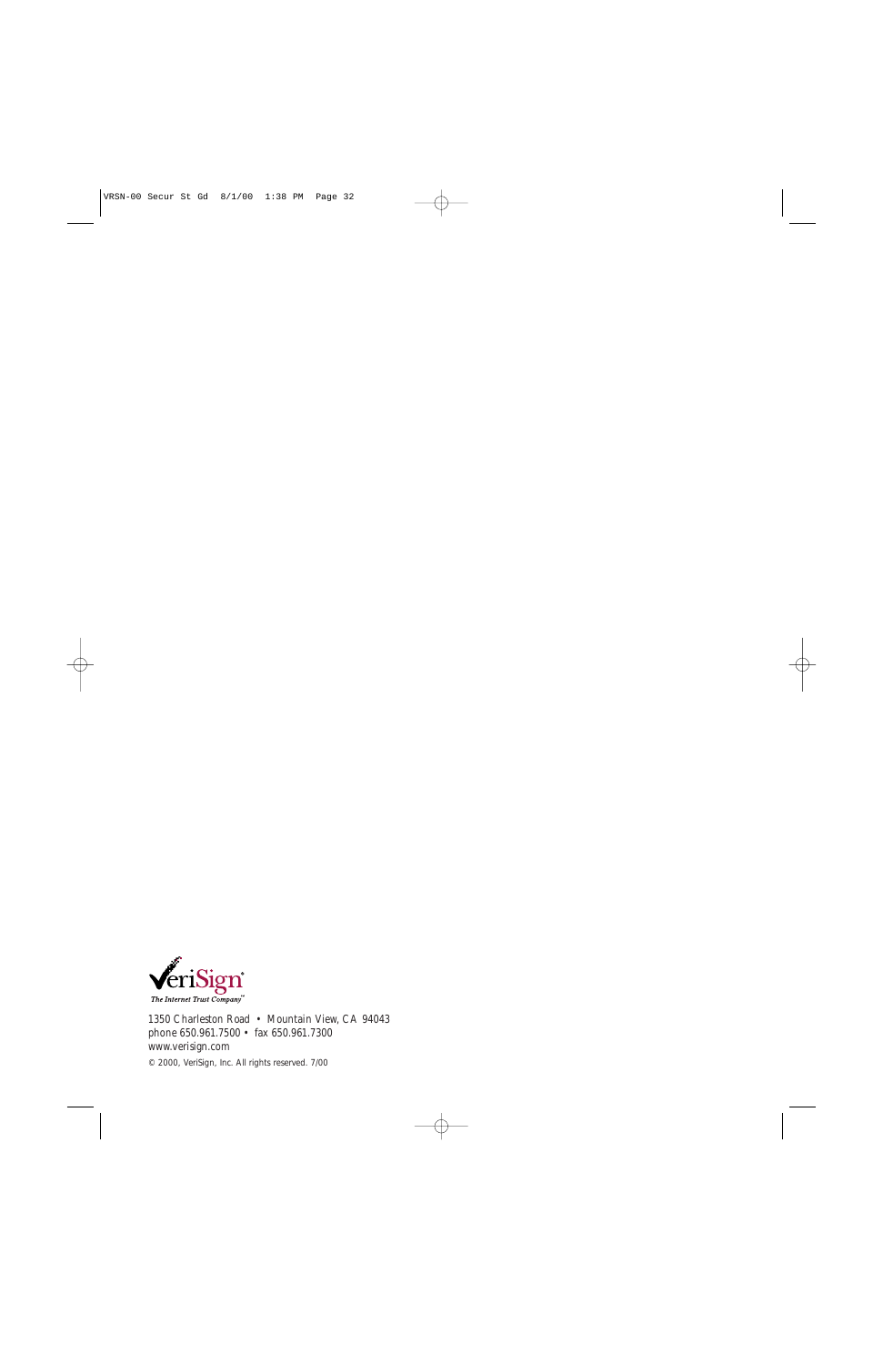VeriSign®

*The Internet Trust Company*℠

1350 Charleston Road • Mountain View, CA 94043
phone 650.961.7500 • fax 650.961.7300
www.verisign.com

© 2000, VeriSign, Inc. All rights reserved. 7/00